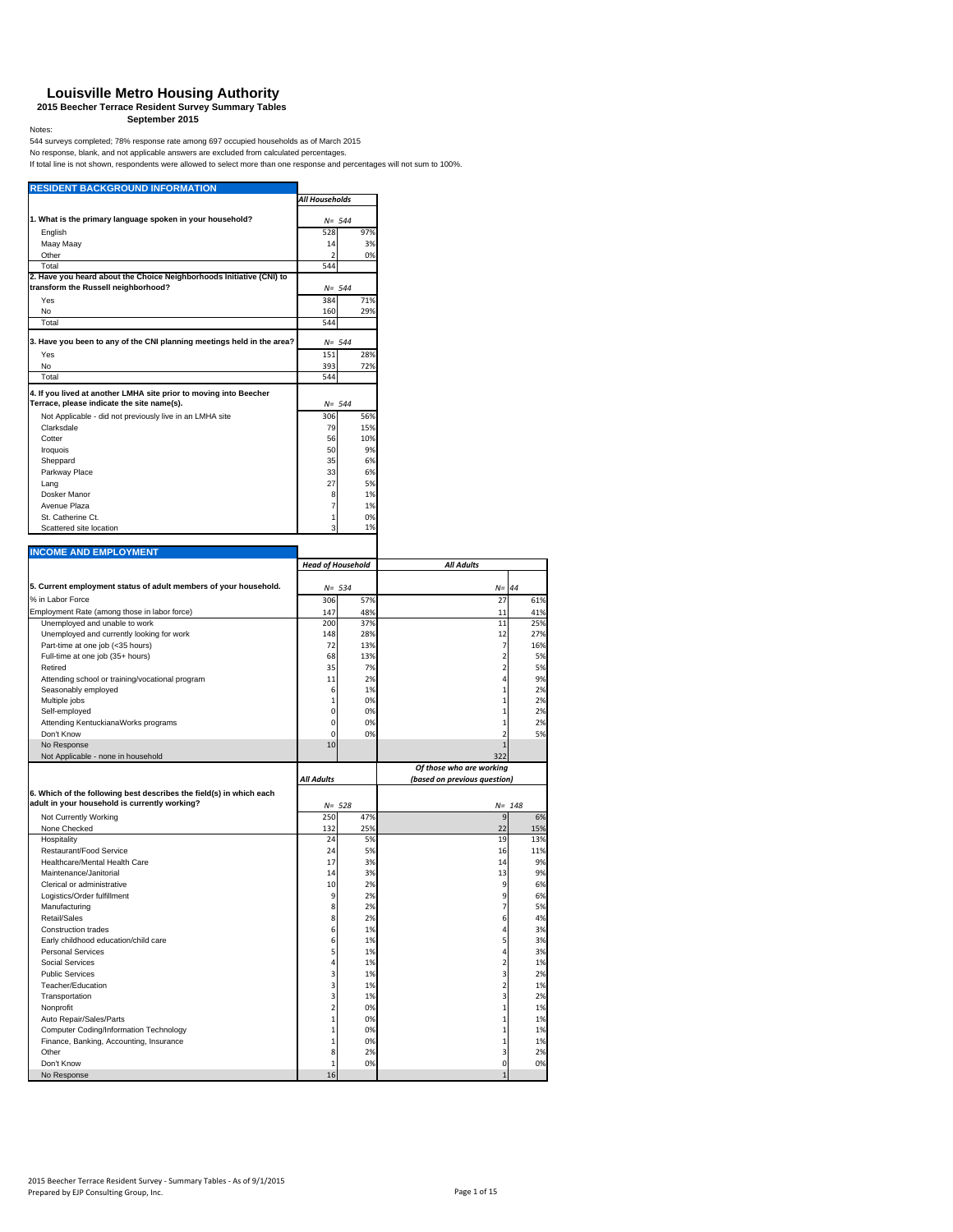# Louisville Metro Housing Authority

## 2015 Beecher Terrace Resident Survey Summary Tables

### September 2015

Notes:

544 surveys completed; 78% response rate among 697 occupied households as of March 2015

No response, blank, and not applicable answers are excluded from calculated percentages.

If total line is not shown, respondents were allowed to select more than one response and percentages will not sum to 100%.

## RESIDENT BACKGROUND INFORMATION

| | *All Households* | |
|---|---|---|
| **1. What is the primary language spoken in your household?** | *N= 544* | |
| English | 528 | 97% |
| Maay Maay | 14 | 3% |
| Other | 2 | 0% |
| Total | 544 | |
| **2. Have you heard about the Choice Neighborhoods Initiative (CNI) to transform the Russell neighborhood?** | *N= 544* | |
| Yes | 384 | 71% |
| No | 160 | 29% |
| Total | 544 | |
| **3. Have you been to any of the CNI planning meetings held in the area?** | *N= 544* | |
| Yes | 151 | 28% |
| No | 393 | 72% |
| Total | 544 | |
| **4. If you lived at another LMHA site prior to moving into Beecher Terrace, please indicate the site name(s).** | *N= 544* | |
| Not Applicable - did not previously live in an LMHA site | 306 | 56% |
| Clarksdale | 79 | 15% |
| Cotter | 56 | 10% |
| Iroquois | 50 | 9% |
| Sheppard | 35 | 6% |
| Parkway Place | 33 | 6% |
| Lang | 27 | 5% |
| Dosker Manor | 8 | 1% |
| Avenue Plaza | 7 | 1% |
| St. Catherine Ct. | 1 | 0% |
| Scattered site location | 3 | 1% |

## INCOME AND EMPLOYMENT

| | *Head of Household* | | *All Adults* | |
|---|---|---|---|---|
| **5. Current employment status of adult members of your household.** | *N= 534* | | *N= 44* | |
| % in Labor Force | 306 | 57% | 27 | 61% |
| Employment Rate (among those in labor force) | 147 | 48% | 11 | 41% |
| Unemployed and unable to work | 200 | 37% | 11 | 25% |
| Unemployed and currently looking for work | 148 | 28% | 12 | 27% |
| Part-time at one job (<35 hours) | 72 | 13% | 7 | 16% |
| Full-time at one job (35+ hours) | 68 | 13% | 2 | 5% |
| Retired | 35 | 7% | 2 | 5% |
| Attending school or training/vocational program | 11 | 2% | 4 | 9% |
| Seasonably employed | 6 | 1% | 1 | 2% |
| Multiple jobs | 1 | 0% | 1 | 2% |
| Self-employed | 0 | 0% | 1 | 2% |
| Attending KentuckianaWorks programs | 0 | 0% | 1 | 2% |
| Don't Know | 0 | 0% | 2 | 5% |
| No Response | 10 | | 1 | |
| Not Applicable - none in household | | | 322 | |

| | *All Adults* | | *Of those who are working (based on previous question)* | |
|---|---|---|---|---|
| **6. Which of the following best describes the field(s) in which each adult in your household is currently working?** | *N= 528* | | *N= 148* | |
| Not Currently Working | 250 | 47% | 9 | 6% |
| None Checked | 132 | 25% | 22 | 15% |
| Hospitality | 24 | 5% | 19 | 13% |
| Restaurant/Food Service | 24 | 5% | 16 | 11% |
| Healthcare/Mental Health Care | 17 | 3% | 14 | 9% |
| Maintenance/Janitorial | 14 | 3% | 13 | 9% |
| Clerical or administrative | 10 | 2% | 9 | 6% |
| Logistics/Order fulfillment | 9 | 2% | 9 | 6% |
| Manufacturing | 8 | 2% | 7 | 5% |
| Retail/Sales | 8 | 2% | 6 | 4% |
| Construction trades | 6 | 1% | 4 | 3% |
| Early childhood education/child care | 6 | 1% | 5 | 3% |
| Personal Services | 5 | 1% | 4 | 3% |
| Social Services | 4 | 1% | 2 | 1% |
| Public Services | 3 | 1% | 3 | 2% |
| Teacher/Education | 3 | 1% | 2 | 1% |
| Transportation | 3 | 1% | 3 | 2% |
| Nonprofit | 2 | 0% | 1 | 1% |
| Auto Repair/Sales/Parts | 1 | 0% | 1 | 1% |
| Computer Coding/Information Technology | 1 | 0% | 1 | 1% |
| Finance, Banking, Accounting, Insurance | 1 | 0% | 1 | 1% |
| Other | 8 | 2% | 3 | 2% |
| Don't Know | 1 | 0% | 0 | 0% |
| No Response | 16 | | 1 | |

2015 Beecher Terrace Resident Survey - Summary Tables - As of 9/1/2015
Prepared by EJP Consulting Group, Inc.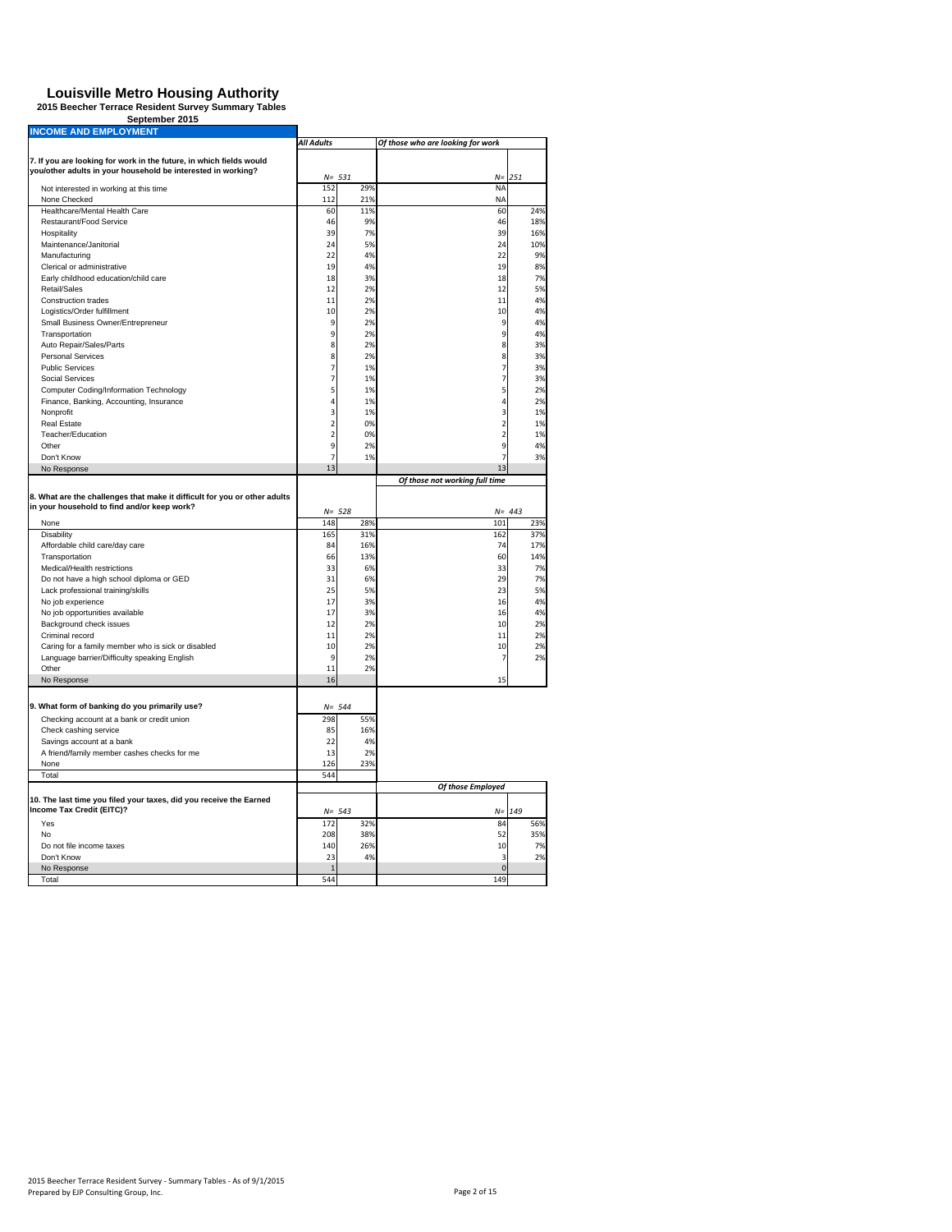# Louisville Metro Housing Authority

**2015 Beecher Terrace Resident Survey Summary Tables**

**September 2015**

## INCOME AND EMPLOYMENT

| | *All Adults* | | *Of those who are looking for work* | |
|---|---|---|---|---|
| **7. If you are looking for work in the future, in which fields would you/other adults in your household be interested in working?** | *N= 531* | | *N= 251* | |
| Not interested in working at this time | 152 | 29% | NA | |
| None Checked | 112 | 21% | NA | |
| Healthcare/Mental Health Care | 60 | 11% | 60 | 24% |
| Restaurant/Food Service | 46 | 9% | 46 | 18% |
| Hospitality | 39 | 7% | 39 | 16% |
| Maintenance/Janitorial | 24 | 5% | 24 | 10% |
| Manufacturing | 22 | 4% | 22 | 9% |
| Clerical or administrative | 19 | 4% | 19 | 8% |
| Early childhood education/child care | 18 | 3% | 18 | 7% |
| Retail/Sales | 12 | 2% | 12 | 5% |
| Construction trades | 11 | 2% | 11 | 4% |
| Logistics/Order fulfillment | 10 | 2% | 10 | 4% |
| Small Business Owner/Entrepreneur | 9 | 2% | 9 | 4% |
| Transportation | 9 | 2% | 9 | 4% |
| Auto Repair/Sales/Parts | 8 | 2% | 8 | 3% |
| Personal Services | 8 | 2% | 8 | 3% |
| Public Services | 7 | 1% | 7 | 3% |
| Social Services | 7 | 1% | 7 | 3% |
| Computer Coding/Information Technology | 5 | 1% | 5 | 2% |
| Finance, Banking, Accounting, Insurance | 4 | 1% | 4 | 2% |
| Nonprofit | 3 | 1% | 3 | 1% |
| Real Estate | 2 | 0% | 2 | 1% |
| Teacher/Education | 2 | 0% | 2 | 1% |
| Other | 9 | 2% | 9 | 4% |
| Don't Know | 7 | 1% | 7 | 3% |
| No Response | 13 | | 13 | |

| | *All Adults* | | *Of those not working full time* | |
|---|---|---|---|---|
| **8. What are the challenges that make it difficult for you or other adults in your household to find and/or keep work?** | *N= 528* | | *N= 443* | |
| None | 148 | 28% | 101 | 23% |
| Disability | 165 | 31% | 162 | 37% |
| Affordable child care/day care | 84 | 16% | 74 | 17% |
| Transportation | 66 | 13% | 60 | 14% |
| Medical/Health restrictions | 33 | 6% | 33 | 7% |
| Do not have a high school diploma or GED | 31 | 6% | 29 | 7% |
| Lack professional training/skills | 25 | 5% | 23 | 5% |
| No job experience | 17 | 3% | 16 | 4% |
| No job opportunities available | 17 | 3% | 16 | 4% |
| Background check issues | 12 | 2% | 10 | 2% |
| Criminal record | 11 | 2% | 11 | 2% |
| Caring for a family member who is sick or disabled | 10 | 2% | 10 | 2% |
| Language barrier/Difficulty speaking English | 9 | 2% | 7 | 2% |
| Other | 11 | 2% | | |
| No Response | 16 | | 15 | |

| **9. What form of banking do you primarily use?** | *N= 544* | |
|---|---|---|
| Checking account at a bank or credit union | 298 | 55% |
| Check cashing service | 85 | 16% |
| Savings account at a bank | 22 | 4% |
| A friend/family member cashes checks for me | 13 | 2% |
| None | 126 | 23% |
| Total | 544 | |

| | *All Adults* | | *Of those Employed* | |
|---|---|---|---|---|
| **10. The last time you filed your taxes, did you receive the Earned Income Tax Credit (EITC)?** | *N= 543* | | *N= 149* | |
| Yes | 172 | 32% | 84 | 56% |
| No | 208 | 38% | 52 | 35% |
| Do not file income taxes | 140 | 26% | 10 | 7% |
| Don't Know | 23 | 4% | 3 | 2% |
| No Response | 1 | | 0 | |
| Total | 544 | | 149 | |

2015 Beecher Terrace Resident Survey - Summary Tables - As of 9/1/2015
Prepared by EJP Consulting Group, Inc.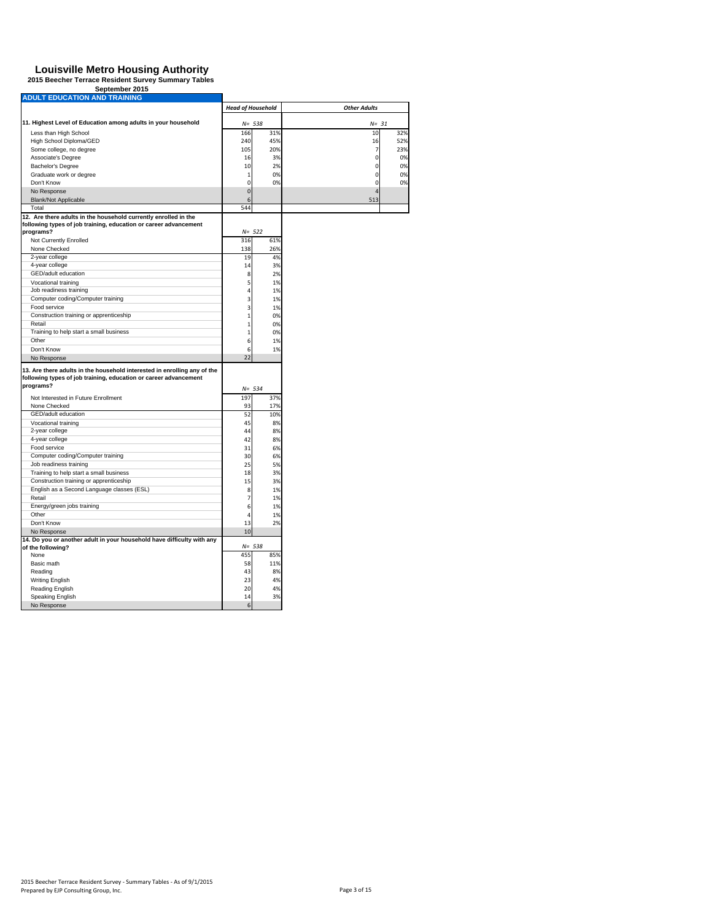# Louisville Metro Housing Authority

**2015 Beecher Terrace Resident Survey Summary Tables**

**September 2015**

## ADULT EDUCATION AND TRAINING

| | Head of Household | | Other Adults | |
|---|---|---|---|---|
| **11. Highest Level of Education among adults in your household** | N= 538 | | N= 31 | |
| Less than High School | 166 | 31% | 10 | 32% |
| High School Diploma/GED | 240 | 45% | 16 | 52% |
| Some college, no degree | 105 | 20% | 7 | 23% |
| Associate's Degree | 16 | 3% | 0 | 0% |
| Bachelor's Degree | 10 | 2% | 0 | 0% |
| Graduate work or degree | 1 | 0% | 0 | 0% |
| Don't Know | 0 | 0% | 0 | 0% |
| No Response | 0 | | 4 | |
| Blank/Not Applicable | 6 | | 513 | |
| Total | 544 | | | |

| | Head of Household | |
|---|---|---|
| **12. Are there adults in the household currently enrolled in the following types of job training, education or career advancement programs?** | N= 522 | |
| Not Currently Enrolled | 316 | 61% |
| None Checked | 138 | 26% |
| 2-year college | 19 | 4% |
| 4-year college | 14 | 3% |
| GED/adult education | 8 | 2% |
| Vocational training | 5 | 1% |
| Job readiness training | 4 | 1% |
| Computer coding/Computer training | 3 | 1% |
| Food service | 3 | 1% |
| Construction training or apprenticeship | 1 | 0% |
| Retail | 1 | 0% |
| Training to help start a small business | 1 | 0% |
| Other | 6 | 1% |
| Don't Know | 6 | 1% |
| No Response | 22 | |
| **13. Are there adults in the household interested in enrolling any of the following types of job training, education or career advancement programs?** | N= 534 | |
| Not Interested in Future Enrollment | 197 | 37% |
| None Checked | 93 | 17% |
| GED/adult education | 52 | 10% |
| Vocational training | 45 | 8% |
| 2-year college | 44 | 8% |
| 4-year college | 42 | 8% |
| Food service | 31 | 6% |
| Computer coding/Computer training | 30 | 6% |
| Job readiness training | 25 | 5% |
| Training to help start a small business | 18 | 3% |
| Construction training or apprenticeship | 15 | 3% |
| English as a Second Language classes (ESL) | 8 | 1% |
| Retail | 7 | 1% |
| Energy/green jobs training | 6 | 1% |
| Other | 4 | 1% |
| Don't Know | 13 | 2% |
| No Response | 10 | |
| **14. Do you or another adult in your household have difficulty with any of the following?** | N= 538 | |
| None | 455 | 85% |
| Basic math | 58 | 11% |
| Reading | 43 | 8% |
| Writing English | 23 | 4% |
| Reading English | 20 | 4% |
| Speaking English | 14 | 3% |
| No Response | 6 | |

2015 Beecher Terrace Resident Survey - Summary Tables - As of 9/1/2015
Prepared by EJP Consulting Group, Inc.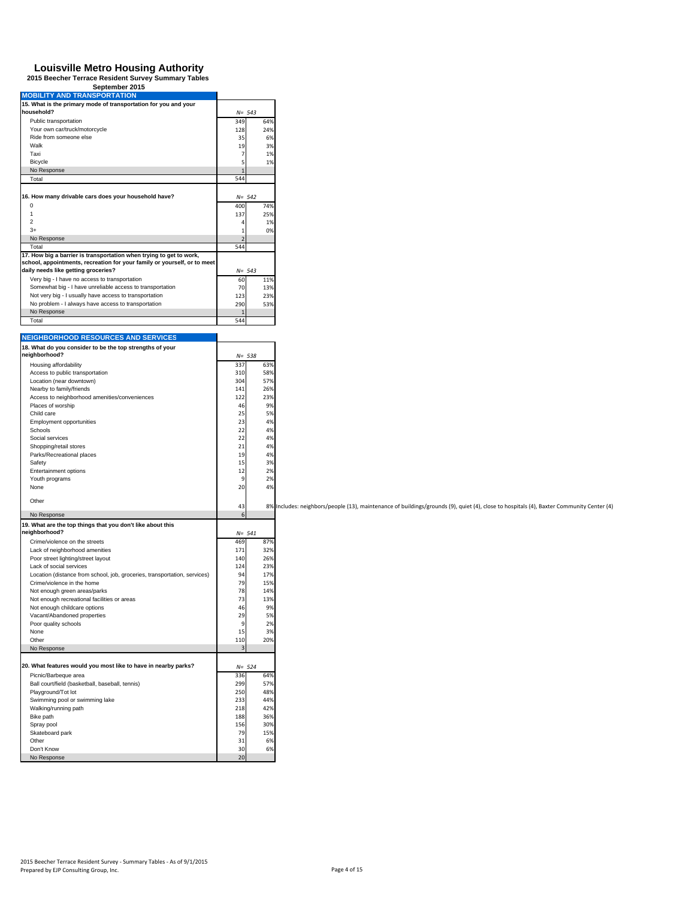# Louisville Metro Housing Authority

**2015 Beecher Terrace Resident Survey Summary Tables**

**September 2015**

## MOBILITY AND TRANSPORTATION

| **15. What is the primary mode of transportation for you and your household?** | *N= 543* | |
|---|---|---|
| Public transportation | 349 | 64% |
| Your own car/truck/motorcycle | 128 | 24% |
| Ride from someone else | 35 | 6% |
| Walk | 19 | 3% |
| Taxi | 7 | 1% |
| Bicycle | 5 | 1% |
| No Response | 1 | |
| Total | 544 | |

| **16. How many drivable cars does your household have?** | *N= 542* | |
|---|---|---|
| 0 | 400 | 74% |
| 1 | 137 | 25% |
| 2 | 4 | 1% |
| 3+ | 1 | 0% |
| No Response | 2 | |
| Total | 544 | |

| **17. How big a barrier is transportation when trying to get to work, school, appointments, recreation for your family or yourself, or to meet daily needs like getting groceries?** | *N= 543* | |
|---|---|---|
| Very big - I have no access to transportation | 60 | 11% |
| Somewhat big - I have unreliable access to transportation | 70 | 13% |
| Not very big - I usually have access to transportation | 123 | 23% |
| No problem - I always have access to transportation | 290 | 53% |
| No Response | 1 | |
| Total | 544 | |

## NEIGHBORHOOD RESOURCES AND SERVICES

| **18. What do you consider to be the top strengths of your neighborhood?** | *N= 538* | | |
|---|---|---|---|
| Housing affordability | 337 | 63% | |
| Access to public transportation | 310 | 58% | |
| Location (near downtown) | 304 | 57% | |
| Nearby to family/friends | 141 | 26% | |
| Access to neighborhood amenities/conveniences | 122 | 23% | |
| Places of worship | 46 | 9% | |
| Child care | 25 | 5% | |
| Employment opportunities | 23 | 4% | |
| Schools | 22 | 4% | |
| Social services | 22 | 4% | |
| Shopping/retail stores | 21 | 4% | |
| Parks/Recreational places | 19 | 4% | |
| Safety | 15 | 3% | |
| Entertainment options | 12 | 2% | |
| Youth programs | 9 | 2% | |
| None | 20 | 4% | |
| Other | 43 | 8% | Includes: neighbors/people (13), maintenance of buildings/grounds (9), quiet (4), close to hospitals (4), Baxter Community Center (4) |
| No Response | 6 | | |

| **19. What are the top things that you don't like about this neighborhood?** | *N= 541* | |
|---|---|---|
| Crime/violence on the streets | 469 | 87% |
| Lack of neighborhood amenities | 171 | 32% |
| Poor street lighting/street layout | 140 | 26% |
| Lack of social services | 124 | 23% |
| Location (distance from school, job, groceries, transportation, services) | 94 | 17% |
| Crime/violence in the home | 79 | 15% |
| Not enough green areas/parks | 78 | 14% |
| Not enough recreational facilities or areas | 73 | 13% |
| Not enough childcare options | 46 | 9% |
| Vacant/Abandoned properties | 29 | 5% |
| Poor quality schools | 9 | 2% |
| None | 15 | 3% |
| Other | 110 | 20% |
| No Response | 3 | |

| **20. What features would you most like to have in nearby parks?** | *N= 524* | |
|---|---|---|
| Picnic/Barbeque area | 336 | 64% |
| Ball court/field (basketball, baseball, tennis) | 299 | 57% |
| Playground/Tot lot | 250 | 48% |
| Swimming pool or swimming lake | 233 | 44% |
| Walking/running path | 218 | 42% |
| Bike path | 188 | 36% |
| Spray pool | 156 | 30% |
| Skateboard park | 79 | 15% |
| Other | 31 | 6% |
| Don't Know | 30 | 6% |
| No Response | 20 | |

2015 Beecher Terrace Resident Survey - Summary Tables - As of 9/1/2015
Prepared by EJP Consulting Group, Inc.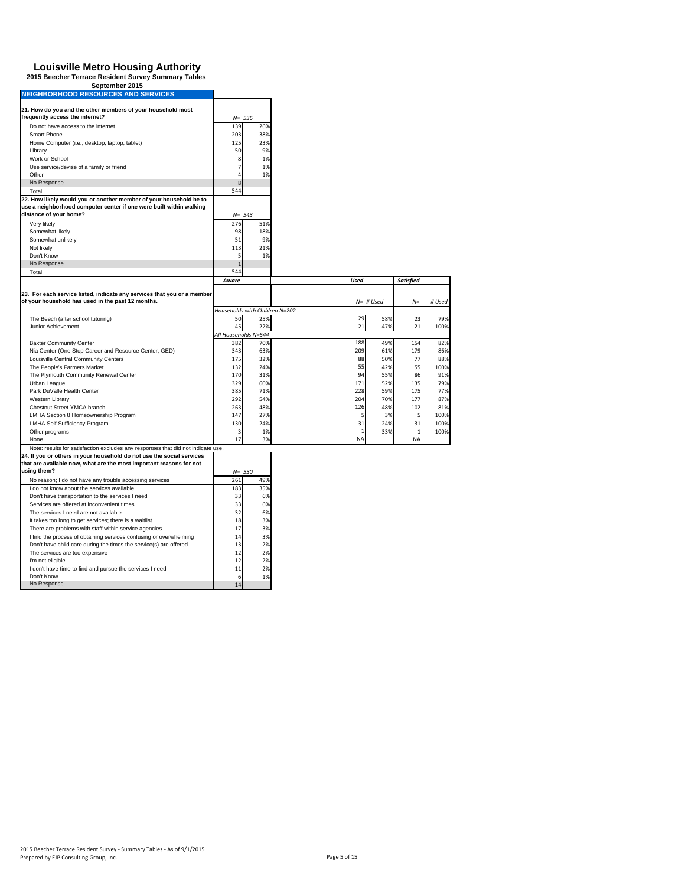# Louisville Metro Housing Authority

**2015 Beecher Terrace Resident Survey Summary Tables**

**September 2015**

## NEIGHBORHOOD RESOURCES AND SERVICES

| 21. How do you and the other members of your household most frequently access the internet? | N= 536 | |
|---|---|---|
| Do not have access to the internet | 139 | 26% |
| Smart Phone | 203 | 38% |
| Home Computer (i.e., desktop, laptop, tablet) | 125 | 23% |
| Library | 50 | 9% |
| Work or School | 8 | 1% |
| Use service/devise of a family or friend | 7 | 1% |
| Other | 4 | 1% |
| No Response | 8 | |
| Total | 544 | |

| 22. How likely would you or another member of your household be to use a neighborhood computer center if one were built within walking distance of your home? | N= 543 | |
|---|---|---|
| Very likely | 276 | 51% |
| Somewhat likely | 98 | 18% |
| Somewhat unlikely | 51 | 9% |
| Not likely | 113 | 21% |
| Don't Know | 5 | 1% |
| No Response | 1 | |
| Total | 544 | |

| 23. For each service listed, indicate any services that you or a member of your household has used in the past 12 months. | Aware | | Used | | Satisfied | |
|---|---|---|---|---|---|---|
| | | | N= | # Used | N= | # Used |
| *Households with Children N=202* | | | | | | |
| The Beech (after school tutoring) | 50 | 25% | 29 | 58% | 23 | 79% |
| Junior Achievement | 45 | 22% | 21 | 47% | 21 | 100% |
| *All Households N=544* | | | | | | |
| Baxter Community Center | 382 | 70% | 188 | 49% | 154 | 82% |
| Nia Center (One Stop Career and Resource Center, GED) | 343 | 63% | 209 | 61% | 179 | 86% |
| Louisville Central Community Centers | 175 | 32% | 88 | 50% | 77 | 88% |
| The People's Farmers Market | 132 | 24% | 55 | 42% | 55 | 100% |
| The Plymouth Community Renewal Center | 170 | 31% | 94 | 55% | 86 | 91% |
| Urban League | 329 | 60% | 171 | 52% | 135 | 79% |
| Park DuValle Health Center | 385 | 71% | 228 | 59% | 175 | 77% |
| Western Library | 292 | 54% | 204 | 70% | 177 | 87% |
| Chestnut Street YMCA branch | 263 | 48% | 126 | 48% | 102 | 81% |
| LMHA Section 8 Homeownership Program | 147 | 27% | 5 | 3% | 5 | 100% |
| LMHA Self Sufficiency Program | 130 | 24% | 31 | 24% | 31 | 100% |
| Other programs | 3 | 1% | 1 | 33% | 1 | 100% |
| None | 17 | 3% | NA | | NA | |

Note: results for satisfaction excludes any responses that did not indicate use.

| 24. If you or others in your household do not use the social services that are available now, what are the most important reasons for not using them? | N= 530 | |
|---|---|---|
| No reason; I do not have any trouble accessing services | 261 | 49% |
| I do not know about the services available | 183 | 35% |
| Don't have transportation to the services I need | 33 | 6% |
| Services are offered at inconvenient times | 33 | 6% |
| The services I need are not available | 32 | 6% |
| It takes too long to get services; there is a waitlist | 18 | 3% |
| There are problems with staff within service agencies | 17 | 3% |
| I find the process of obtaining services confusing or overwhelming | 14 | 3% |
| Don't have child care during the times the service(s) are offered | 13 | 2% |
| The services are too expensive | 12 | 2% |
| I'm not eligible | 12 | 2% |
| I don't have time to find and pursue the services I need | 11 | 2% |
| Don't Know | 6 | 1% |
| No Response | 14 | |

2015 Beecher Terrace Resident Survey - Summary Tables - As of 9/1/2015
Prepared by EJP Consulting Group, Inc.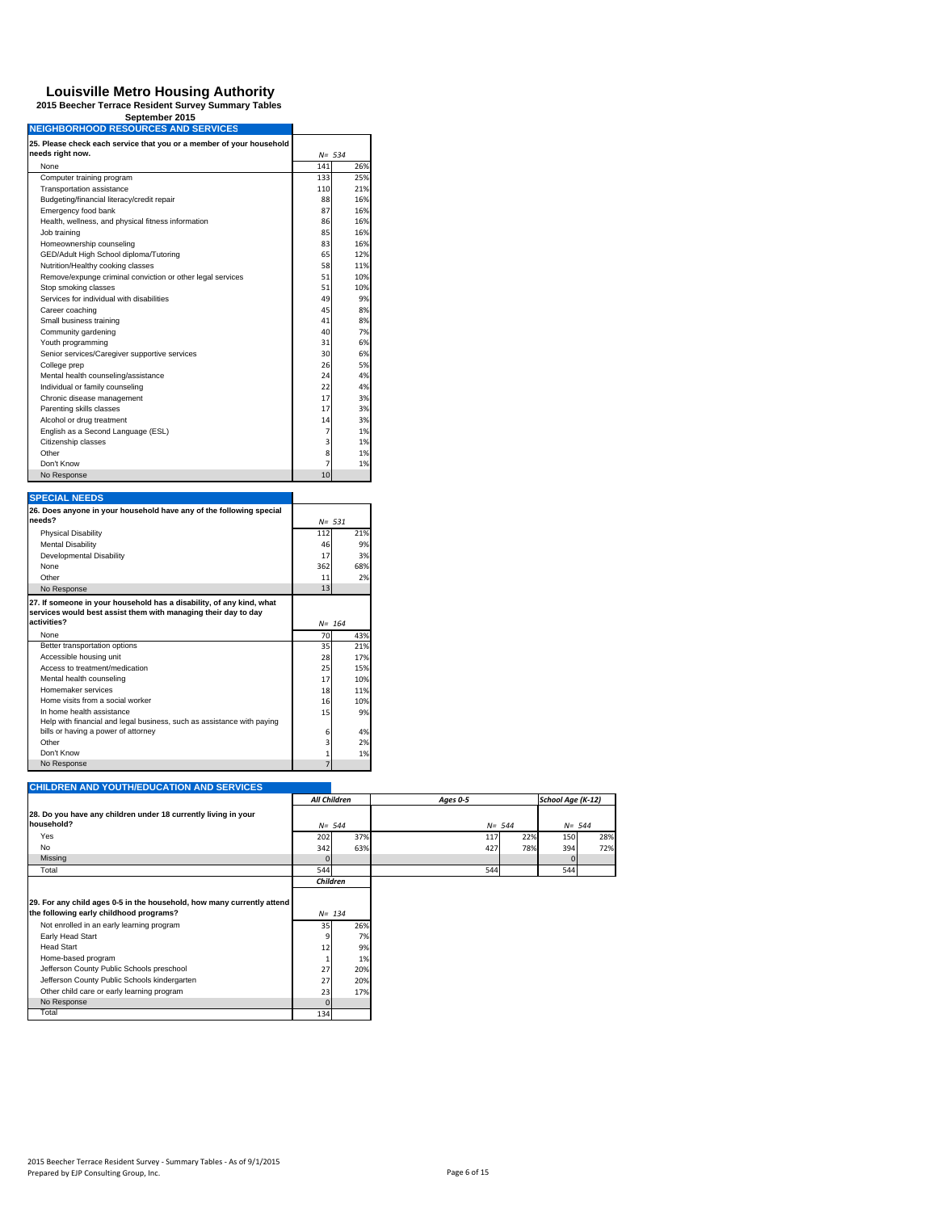# Louisville Metro Housing Authority

**2015 Beecher Terrace Resident Survey Summary Tables**

**September 2015**

## NEIGHBORHOOD RESOURCES AND SERVICES

| 25. Please check each service that you or a member of your household needs right now. | N= 534 | |
|---|---|---|
| None | 141 | 26% |
| Computer training program | 133 | 25% |
| Transportation assistance | 110 | 21% |
| Budgeting/financial literacy/credit repair | 88 | 16% |
| Emergency food bank | 87 | 16% |
| Health, wellness, and physical fitness information | 86 | 16% |
| Job training | 85 | 16% |
| Homeownership counseling | 83 | 16% |
| GED/Adult High School diploma/Tutoring | 65 | 12% |
| Nutrition/Healthy cooking classes | 58 | 11% |
| Remove/expunge criminal conviction or other legal services | 51 | 10% |
| Stop smoking classes | 51 | 10% |
| Services for individual with disabilities | 49 | 9% |
| Career coaching | 45 | 8% |
| Small business training | 41 | 8% |
| Community gardening | 40 | 7% |
| Youth programming | 31 | 6% |
| Senior services/Caregiver supportive services | 30 | 6% |
| College prep | 26 | 5% |
| Mental health counseling/assistance | 24 | 4% |
| Individual or family counseling | 22 | 4% |
| Chronic disease management | 17 | 3% |
| Parenting skills classes | 17 | 3% |
| Alcohol or drug treatment | 14 | 3% |
| English as a Second Language (ESL) | 7 | 1% |
| Citizenship classes | 3 | 1% |
| Other | 8 | 1% |
| Don't Know | 7 | 1% |
| No Response | 10 | |

## SPECIAL NEEDS

| 26. Does anyone in your household have any of the following special needs? | N= 531 | |
|---|---|---|
| Physical Disability | 112 | 21% |
| Mental Disability | 46 | 9% |
| Developmental Disability | 17 | 3% |
| None | 362 | 68% |
| Other | 11 | 2% |
| No Response | 13 | |

| 27. If someone in your household has a disability, of any kind, what services would best assist them with managing their day to day activities? | N= 164 | |
|---|---|---|
| None | 70 | 43% |
| Better transportation options | 35 | 21% |
| Accessible housing unit | 28 | 17% |
| Access to treatment/medication | 25 | 15% |
| Mental health counseling | 17 | 10% |
| Homemaker services | 18 | 11% |
| Home visits from a social worker | 16 | 10% |
| In home health assistance | 15 | 9% |
| Help with financial and legal business, such as assistance with paying bills or having a power of attorney | 6 | 4% |
| Other | 3 | 2% |
| Don't Know | 1 | 1% |
| No Response | 7 | |

## CHILDREN AND YOUTH/EDUCATION AND SERVICES

| 28. Do you have any children under 18 currently living in your household? | *All Children* | | *Ages 0-5* | | *School Age (K-12)* | |
|---|---|---|---|---|---|---|
| | N= 544 | | N= 544 | | N= 544 | |
| Yes | 202 | 37% | 117 | 22% | 150 | 28% |
| No | 342 | 63% | 427 | 78% | 394 | 72% |
| Missing | 0 | | | | 0 | |
| Total | 544 | | 544 | | 544 | |

| 29. For any child ages 0-5 in the household, how many currently attend the following early childhood programs? | *Children* N= 134 | |
|---|---|---|
| Not enrolled in an early learning program | 35 | 26% |
| Early Head Start | 9 | 7% |
| Head Start | 12 | 9% |
| Home-based program | 1 | 1% |
| Jefferson County Public Schools preschool | 27 | 20% |
| Jefferson County Public Schools kindergarten | 27 | 20% |
| Other child care or early learning program | 23 | 17% |
| No Response | 0 | |
| Total | 134 | |

2015 Beecher Terrace Resident Survey - Summary Tables - As of 9/1/2015
Prepared by EJP Consulting Group, Inc.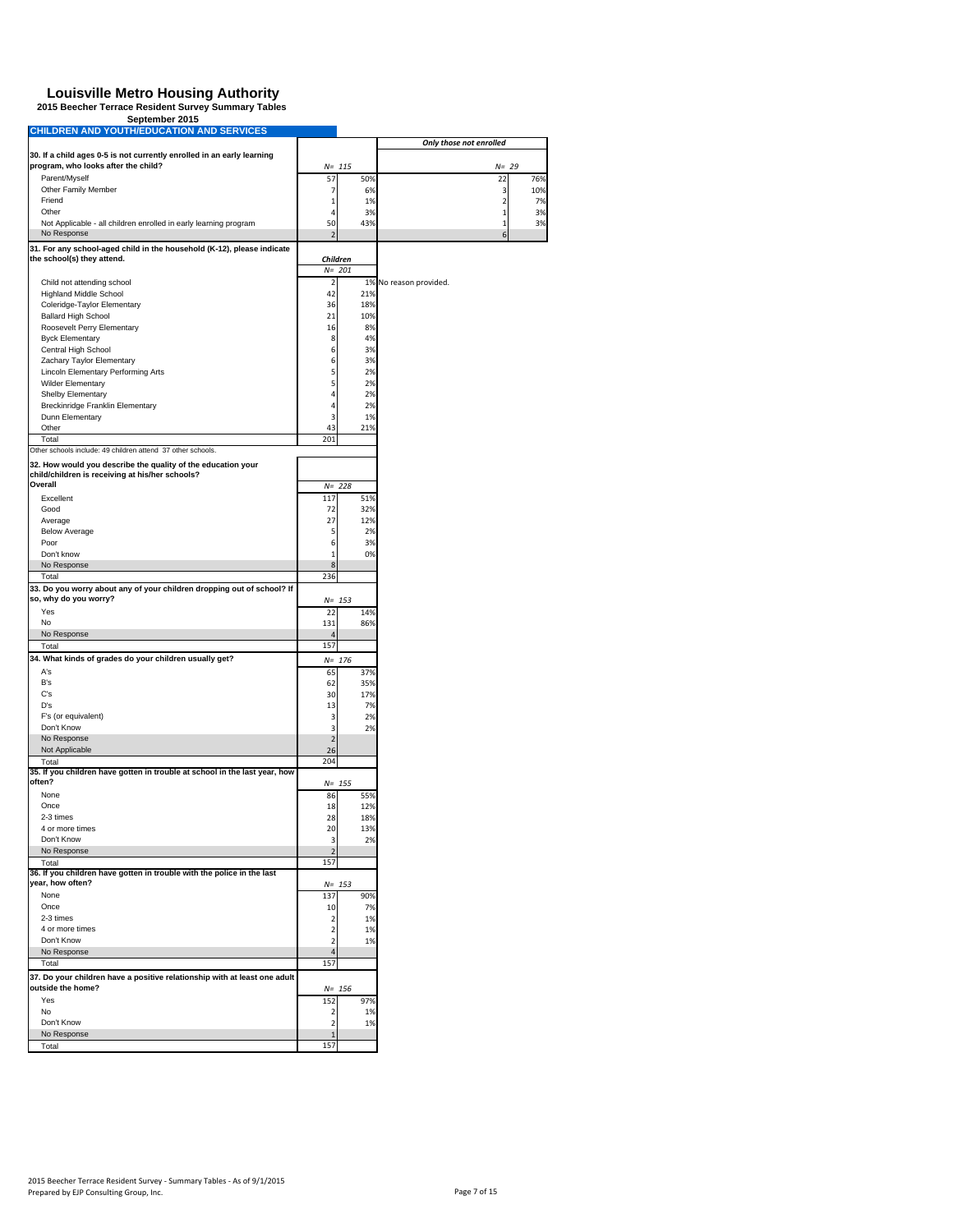# Louisville Metro Housing Authority

**2015 Beecher Terrace Resident Survey Summary Tables**

**September 2015**

## CHILDREN AND YOUTH/EDUCATION AND SERVICES

| 30. If a child ages 0-5 is not currently enrolled in an early learning program, who looks after the child? | N= 115 | | Only those not enrolled N= 29 | |
|---|---|---|---|---|
| Parent/Myself | 57 | 50% | 22 | 76% |
| Other Family Member | 7 | 6% | 3 | 10% |
| Friend | 1 | 1% | 2 | 7% |
| Other | 4 | 3% | 1 | 3% |
| Not Applicable - all children enrolled in early learning program | 50 | 43% | 1 | 3% |
| No Response | 2 | | 6 | |

| 31. For any school-aged child in the household (K-12), please indicate the school(s) they attend. | Children N= 201 | | |
|---|---|---|---|
| Child not attending school | 2 | 1% | No reason provided. |
| Highland Middle School | 42 | 21% | |
| Coleridge-Taylor Elementary | 36 | 18% | |
| Ballard High School | 21 | 10% | |
| Roosevelt Perry Elementary | 16 | 8% | |
| Byck Elementary | 8 | 4% | |
| Central High School | 6 | 3% | |
| Zachary Taylor Elementary | 6 | 3% | |
| Lincoln Elementary Performing Arts | 5 | 2% | |
| Wilder Elementary | 5 | 2% | |
| Shelby Elementary | 4 | 2% | |
| Breckinridge Franklin Elementary | 4 | 2% | |
| Dunn Elementary | 3 | 1% | |
| Other | 43 | 21% | |
| Total | 201 | | |

Other schools include: 49 children attend 37 other schools.

| 32. How would you describe the quality of the education your child/children is receiving at his/her schools? Overall | N= 228 | |
|---|---|---|
| Excellent | 117 | 51% |
| Good | 72 | 32% |
| Average | 27 | 12% |
| Below Average | 5 | 2% |
| Poor | 6 | 3% |
| Don't know | 1 | 0% |
| No Response | 8 | |
| Total | 236 | |

| 33. Do you worry about any of your children dropping out of school? If so, why do you worry? | N= 153 | |
|---|---|---|
| Yes | 22 | 14% |
| No | 131 | 86% |
| No Response | 4 | |
| Total | 157 | |

| 34. What kinds of grades do your children usually get? | N= 176 | |
|---|---|---|
| A's | 65 | 37% |
| B's | 62 | 35% |
| C's | 30 | 17% |
| D's | 13 | 7% |
| F's (or equivalent) | 3 | 2% |
| Don't Know | 3 | 2% |
| No Response | 2 | |
| Not Applicable | 26 | |
| Total | 204 | |

| 35. If you children have gotten in trouble at school in the last year, how often? | N= 155 | |
|---|---|---|
| None | 86 | 55% |
| Once | 18 | 12% |
| 2-3 times | 28 | 18% |
| 4 or more times | 20 | 13% |
| Don't Know | 3 | 2% |
| No Response | 2 | |
| Total | 157 | |

| 36. If you children have gotten in trouble with the police in the last year, how often? | N= 153 | |
|---|---|---|
| None | 137 | 90% |
| Once | 10 | 7% |
| 2-3 times | 2 | 1% |
| 4 or more times | 2 | 1% |
| Don't Know | 2 | 1% |
| No Response | 4 | |
| Total | 157 | |

| 37. Do your children have a positive relationship with at least one adult outside the home? | N= 156 | |
|---|---|---|
| Yes | 152 | 97% |
| No | 2 | 1% |
| Don't Know | 2 | 1% |
| No Response | 1 | |
| Total | 157 | |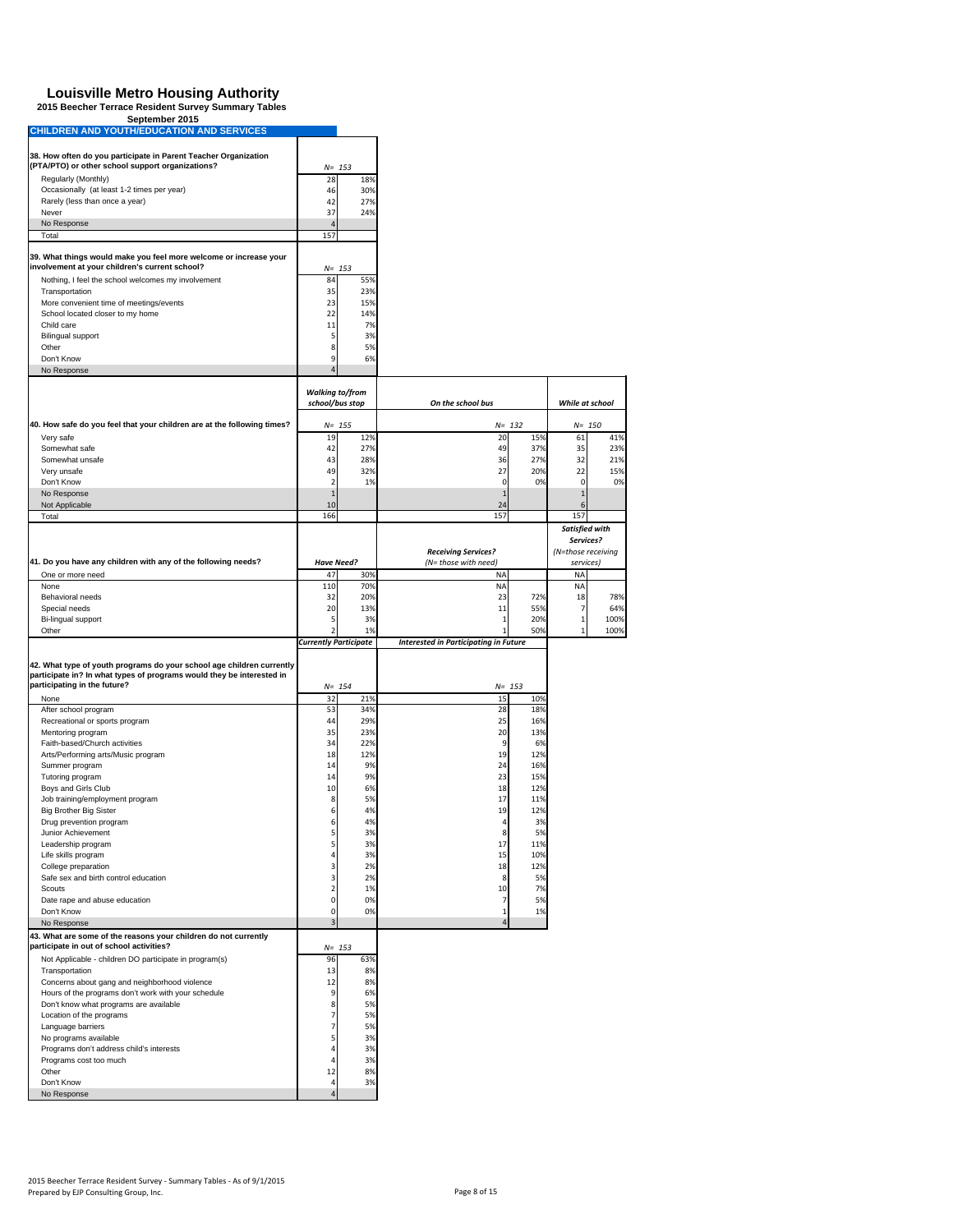# Louisville Metro Housing Authority

**2015 Beecher Terrace Resident Survey Summary Tables**

**September 2015**

## CHILDREN AND YOUTH/EDUCATION AND SERVICES

| 38. How often do you participate in Parent Teacher Organization (PTA/PTO) or other school support organizations? | N= 153 | |
|---|---|---|
| Regularly (Monthly) | 28 | 18% |
| Occasionally (at least 1-2 times per year) | 46 | 30% |
| Rarely (less than once a year) | 42 | 27% |
| Never | 37 | 24% |
| No Response | 4 | |
| Total | 157 | |

| 39. What things would make you feel more welcome or increase your involvement at your children's current school? | N= 153 | |
|---|---|---|
| Nothing, I feel the school welcomes my involvement | 84 | 55% |
| Transportation | 35 | 23% |
| More convenient time of meetings/events | 23 | 15% |
| School located closer to my home | 22 | 14% |
| Child care | 11 | 7% |
| Bilingual support | 5 | 3% |
| Other | 8 | 5% |
| Don't Know | 9 | 6% |
| No Response | 4 | |

| 40. How safe do you feel that your children are at the following times? | *Walking to/from school/bus stop* | | *On the school bus* | | *While at school* | |
|---|---|---|---|---|---|---|
| | N= 155 | | N= 132 | | N= 150 | |
| Very safe | 19 | 12% | 20 | 15% | 61 | 41% |
| Somewhat safe | 42 | 27% | 49 | 37% | 35 | 23% |
| Somewhat unsafe | 43 | 28% | 36 | 27% | 32 | 21% |
| Very unsafe | 49 | 32% | 27 | 20% | 22 | 15% |
| Don't Know | 2 | 1% | 0 | 0% | 0 | 0% |
| No Response | 1 | | 1 | | 1 | |
| Not Applicable | 10 | | 24 | | 6 | |
| Total | 166 | | 157 | | 157 | |

| 41. Do you have any children with any of the following needs? | *Have Need?* | | *Receiving Services? (N= those with need)* | | *Satisfied with Services? (N=those receiving services)* | |
|---|---|---|---|---|---|---|
| One or more need | 47 | 30% | NA | | NA | |
| None | 110 | 70% | NA | | NA | |
| Behavioral needs | 32 | 20% | 23 | 72% | 18 | 78% |
| Special needs | 20 | 13% | 11 | 55% | 7 | 64% |
| Bi-lingual support | 5 | 3% | 1 | 20% | 1 | 100% |
| Other | 2 | 1% | 1 | 50% | 1 | 100% |

| 42. What type of youth programs do your school age children currently participate in? In what types of programs would they be interested in participating in the future? | *Currently Participate* | | *Interested in Participating in Future* | |
|---|---|---|---|---|
| | N= 154 | | N= 153 | |
| None | 32 | 21% | 15 | 10% |
| After school program | 53 | 34% | 28 | 18% |
| Recreational or sports program | 44 | 29% | 25 | 16% |
| Mentoring program | 35 | 23% | 20 | 13% |
| Faith-based/Church activities | 34 | 22% | 9 | 6% |
| Arts/Performing arts/Music program | 18 | 12% | 19 | 12% |
| Summer program | 14 | 9% | 24 | 16% |
| Tutoring program | 14 | 9% | 23 | 15% |
| Boys and Girls Club | 10 | 6% | 18 | 12% |
| Job training/employment program | 8 | 5% | 17 | 11% |
| Big Brother Big Sister | 6 | 4% | 19 | 12% |
| Drug prevention program | 6 | 4% | 4 | 3% |
| Junior Achievement | 5 | 3% | 8 | 5% |
| Leadership program | 5 | 3% | 17 | 11% |
| Life skills program | 4 | 3% | 15 | 10% |
| College preparation | 3 | 2% | 18 | 12% |
| Safe sex and birth control education | 3 | 2% | 8 | 5% |
| Scouts | 2 | 1% | 10 | 7% |
| Date rape and abuse education | 0 | 0% | 7 | 5% |
| Don't Know | 0 | 0% | 1 | 1% |
| No Response | 3 | | 4 | |

| 43. What are some of the reasons your children do not currently participate in out of school activities? | N= 153 | |
|---|---|---|
| Not Applicable - children DO participate in program(s) | 96 | 63% |
| Transportation | 13 | 8% |
| Concerns about gang and neighborhood violence | 12 | 8% |
| Hours of the programs don't work with your schedule | 9 | 6% |
| Don't know what programs are available | 8 | 5% |
| Location of the programs | 7 | 5% |
| Language barriers | 7 | 5% |
| No programs available | 5 | 3% |
| Programs don't address child's interests | 4 | 3% |
| Programs cost too much | 4 | 3% |
| Other | 12 | 8% |
| Don't Know | 4 | 3% |
| No Response | 4 | |

2015 Beecher Terrace Resident Survey - Summary Tables - As of 9/1/2015
Prepared by EJP Consulting Group, Inc.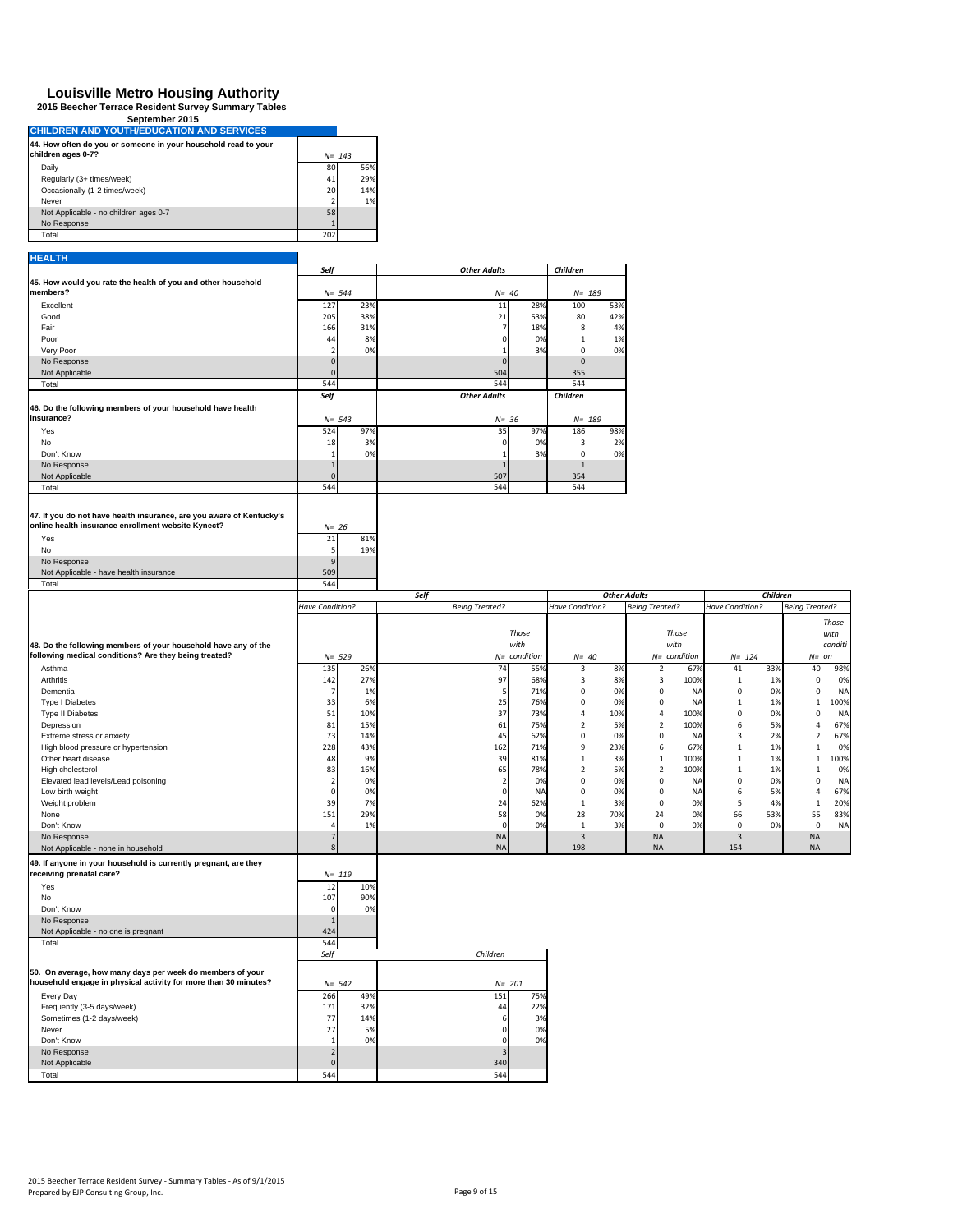# Louisville Metro Housing Authority

**2015 Beecher Terrace Resident Survey Summary Tables**

**September 2015**

## CHILDREN AND YOUTH/EDUCATION AND SERVICES

| 44. How often do you or someone in your household read to your children ages 0-7? | N= 143 | |
|---|---|---|
| Daily | 80 | 56% |
| Regularly (3+ times/week) | 41 | 29% |
| Occasionally (1-2 times/week) | 20 | 14% |
| Never | 2 | 1% |
| Not Applicable - no children ages 0-7 | 58 | |
| No Response | 1 | |
| Total | 202 | |

## HEALTH

| | Self | | Other Adults | | Children | |
|---|---|---|---|---|---|---|
| **45. How would you rate the health of you and other household members?** | N= 544 | | N= 40 | | N= 189 | |
| Excellent | 127 | 23% | 11 | 28% | 100 | 53% |
| Good | 205 | 38% | 21 | 53% | 80 | 42% |
| Fair | 166 | 31% | 7 | 18% | 8 | 4% |
| Poor | 44 | 8% | 0 | 0% | 1 | 1% |
| Very Poor | 2 | 0% | 1 | 3% | 0 | 0% |
| No Response | 0 | | 0 | | 0 | |
| Not Applicable | 0 | | 504 | | 355 | |
| Total | 544 | | 544 | | 544 | |

| | Self | | Other Adults | | Children | |
|---|---|---|---|---|---|---|
| **46. Do the following members of your household have health insurance?** | N= 543 | | N= 36 | | N= 189 | |
| Yes | 524 | 97% | 35 | 97% | 186 | 98% |
| No | 18 | 3% | 0 | 0% | 3 | 2% |
| Don't Know | 1 | 0% | 1 | 3% | 0 | 0% |
| No Response | 1 | | 1 | | 1 | |
| Not Applicable | 0 | | 507 | | 354 | |
| Total | 544 | | 544 | | 544 | |

| 47. If you do not have health insurance, are you aware of Kentucky's online health insurance enrollment website Kynect? | N= 26 | |
|---|---|---|
| Yes | 21 | 81% |
| No | 5 | 19% |
| No Response | 9 | |
| Not Applicable - have health insurance | 509 | |
| Total | 544 | |

| | Self | | | | Other Adults | | | | Children | | | |
|---|---|---|---|---|---|---|---|---|---|---|---|---|
| | Have Condition? | | Being Treated? | | Have Condition? | | Being Treated? | | Have Condition? | | Being Treated? | |
| **48. Do the following members of your household have any of the following medical conditions? Are they being treated?** | N= 529 | | N= Those with condition | | N= 40 | | N= Those with condition | | N= 124 | | N= Those with condition | |
| Asthma | 135 | 26% | 74 | 55% | 3 | 8% | 2 | 67% | 41 | 33% | 40 | 98% |
| Arthritis | 142 | 27% | 97 | 68% | 3 | 8% | 3 | 100% | 1 | 1% | 0 | 0% |
| Dementia | 7 | 1% | 5 | 71% | 0 | 0% | 0 | NA | 0 | 0% | 0 | NA |
| Type I Diabetes | 33 | 6% | 25 | 76% | 0 | 0% | 0 | NA | 1 | 1% | 1 | 100% |
| Type II Diabetes | 51 | 10% | 37 | 73% | 4 | 10% | 4 | 100% | 0 | 0% | 0 | NA |
| Depression | 81 | 15% | 61 | 75% | 2 | 5% | 2 | 100% | 6 | 5% | 4 | 67% |
| Extreme stress or anxiety | 73 | 14% | 45 | 62% | 0 | 0% | 0 | NA | 3 | 2% | 2 | 67% |
| High blood pressure or hypertension | 228 | 43% | 162 | 71% | 9 | 23% | 6 | 67% | 1 | 1% | 1 | 0% |
| Other heart disease | 48 | 9% | 39 | 81% | 1 | 3% | 1 | 100% | 1 | 1% | 1 | 100% |
| High cholesterol | 83 | 16% | 65 | 78% | 2 | 5% | 2 | 100% | 1 | 1% | 1 | 0% |
| Elevated lead levels/Lead poisoning | 2 | 0% | 2 | 0% | 0 | 0% | 0 | NA | 0 | 0% | 0 | NA |
| Low birth weight | 0 | 0% | 0 | NA | 0 | 0% | 0 | NA | 6 | 5% | 4 | 67% |
| Weight problem | 39 | 7% | 24 | 62% | 1 | 3% | 0 | 0% | 5 | 4% | 1 | 20% |
| None | 151 | 29% | 58 | 0% | 28 | 70% | 24 | 0% | 66 | 53% | 55 | 83% |
| Don't Know | 4 | 1% | 0 | 0% | 1 | 3% | 0 | 0% | 0 | 0% | 0 | NA |
| No Response | 7 | | NA | | 3 | | NA | | 3 | | NA | |
| Not Applicable - none in household | 8 | | NA | | 198 | | NA | | 154 | | NA | |

| 49. If anyone in your household is currently pregnant, are they receiving prenatal care? | N= 119 | |
|---|---|---|
| Yes | 12 | 10% |
| No | 107 | 90% |
| Don't Know | 0 | 0% |
| No Response | 1 | |
| Not Applicable - no one is pregnant | 424 | |
| Total | 544 | |

| | Self | | Children | |
|---|---|---|---|---|
| **50. On average, how many days per week do members of your household engage in physical activity for more than 30 minutes?** | N= 542 | | N= 201 | |
| Every Day | 266 | 49% | 151 | 75% |
| Frequently (3-5 days/week) | 171 | 32% | 44 | 22% |
| Sometimes (1-2 days/week) | 77 | 14% | 6 | 3% |
| Never | 27 | 5% | 0 | 0% |
| Don't Know | 1 | 0% | 0 | 0% |
| No Response | 2 | | 3 | |
| Not Applicable | 0 | | 340 | |
| Total | 544 | | 544 | |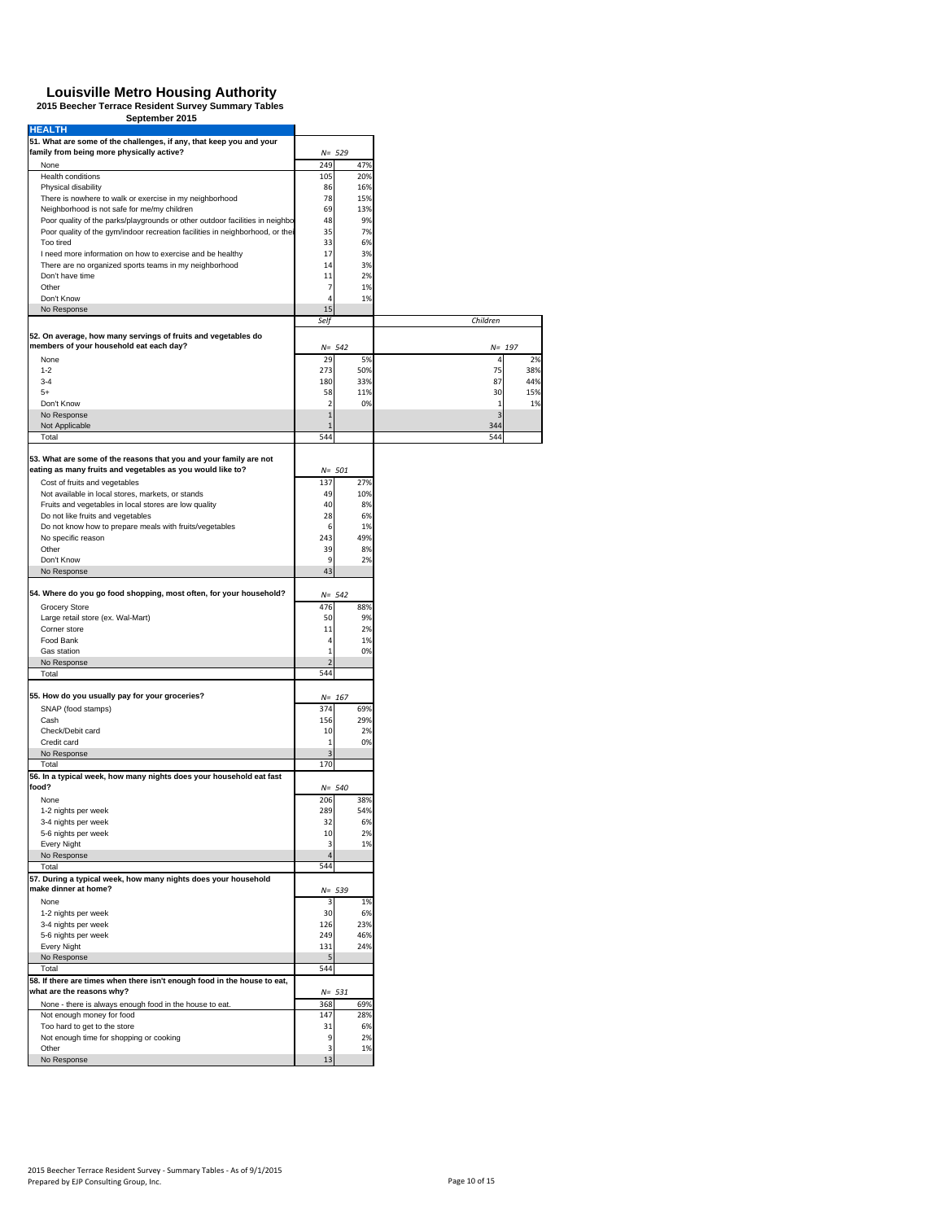# Louisville Metro Housing Authority

**2015 Beecher Terrace Resident Survey Summary Tables**

**September 2015**

## HEALTH

**51. What are some of the challenges, if any, that keep you and your family from being more physically active?**

| | N= 529 | |
|---|---|---|
| None | 249 | 47% |
| Health conditions | 105 | 20% |
| Physical disability | 86 | 16% |
| There is nowhere to walk or exercise in my neighborhood | 78 | 15% |
| Neighborhood is not safe for me/my children | 69 | 13% |
| Poor quality of the parks/playgrounds or other outdoor facilities in neighbo | 48 | 9% |
| Poor quality of the gym/indoor recreation facilities in neighborhood, or thei | 35 | 7% |
| Too tired | 33 | 6% |
| I need more information on how to exercise and be healthy | 17 | 3% |
| There are no organized sports teams in my neighborhood | 14 | 3% |
| Don't have time | 11 | 2% |
| Other | 7 | 1% |
| Don't Know | 4 | 1% |
| No Response | 15 | |

**52. On average, how many servings of fruits and vegetables do members of your household eat each day?**

| | *Self* | | *Children* | |
|---|---|---|---|---|
| | N= 542 | | N= 197 | |
| None | 29 | 5% | 4 | 2% |
| 1-2 | 273 | 50% | 75 | 38% |
| 3-4 | 180 | 33% | 87 | 44% |
| 5+ | 58 | 11% | 30 | 15% |
| Don't Know | 2 | 0% | 1 | 1% |
| No Response | 1 | | 3 | |
| Not Applicable | 1 | | 344 | |
| Total | 544 | | 544 | |

**53. What are some of the reasons that you and your family are not eating as many fruits and vegetables as you would like to?**

| | N= 501 | |
|---|---|---|
| Cost of fruits and vegetables | 137 | 27% |
| Not available in local stores, markets, or stands | 49 | 10% |
| Fruits and vegetables in local stores are low quality | 40 | 8% |
| Do not like fruits and vegetables | 28 | 6% |
| Do not know how to prepare meals with fruits/vegetables | 6 | 1% |
| No specific reason | 243 | 49% |
| Other | 39 | 8% |
| Don't Know | 9 | 2% |
| No Response | 43 | |

**54. Where do you go food shopping, most often, for your household?**

| | N= 542 | |
|---|---|---|
| Grocery Store | 476 | 88% |
| Large retail store (ex. Wal-Mart) | 50 | 9% |
| Corner store | 11 | 2% |
| Food Bank | 4 | 1% |
| Gas station | 1 | 0% |
| No Response | 2 | |
| Total | 544 | |

**55. How do you usually pay for your groceries?**

| | N= 167 | |
|---|---|---|
| SNAP (food stamps) | 374 | 69% |
| Cash | 156 | 29% |
| Check/Debit card | 10 | 2% |
| Credit card | 1 | 0% |
| No Response | 3 | |
| Total | 170 | |

**56. In a typical week, how many nights does your household eat fast food?**

| | N= 540 | |
|---|---|---|
| None | 206 | 38% |
| 1-2 nights per week | 289 | 54% |
| 3-4 nights per week | 32 | 6% |
| 5-6 nights per week | 10 | 2% |
| Every Night | 3 | 1% |
| No Response | 4 | |
| Total | 544 | |

**57. During a typical week, how many nights does your household make dinner at home?**

| | N= 539 | |
|---|---|---|
| None | 3 | 1% |
| 1-2 nights per week | 30 | 6% |
| 3-4 nights per week | 126 | 23% |
| 5-6 nights per week | 249 | 46% |
| Every Night | 131 | 24% |
| No Response | 5 | |
| Total | 544 | |

**58. If there are times when there isn't enough food in the house to eat, what are the reasons why?**

| | N= 531 | |
|---|---|---|
| None - there is always enough food in the house to eat. | 368 | 69% |
| Not enough money for food | 147 | 28% |
| Too hard to get to the store | 31 | 6% |
| Not enough time for shopping or cooking | 9 | 2% |
| Other | 3 | 1% |
| No Response | 13 | |

2015 Beecher Terrace Resident Survey - Summary Tables - As of 9/1/2015
Prepared by EJP Consulting Group, Inc.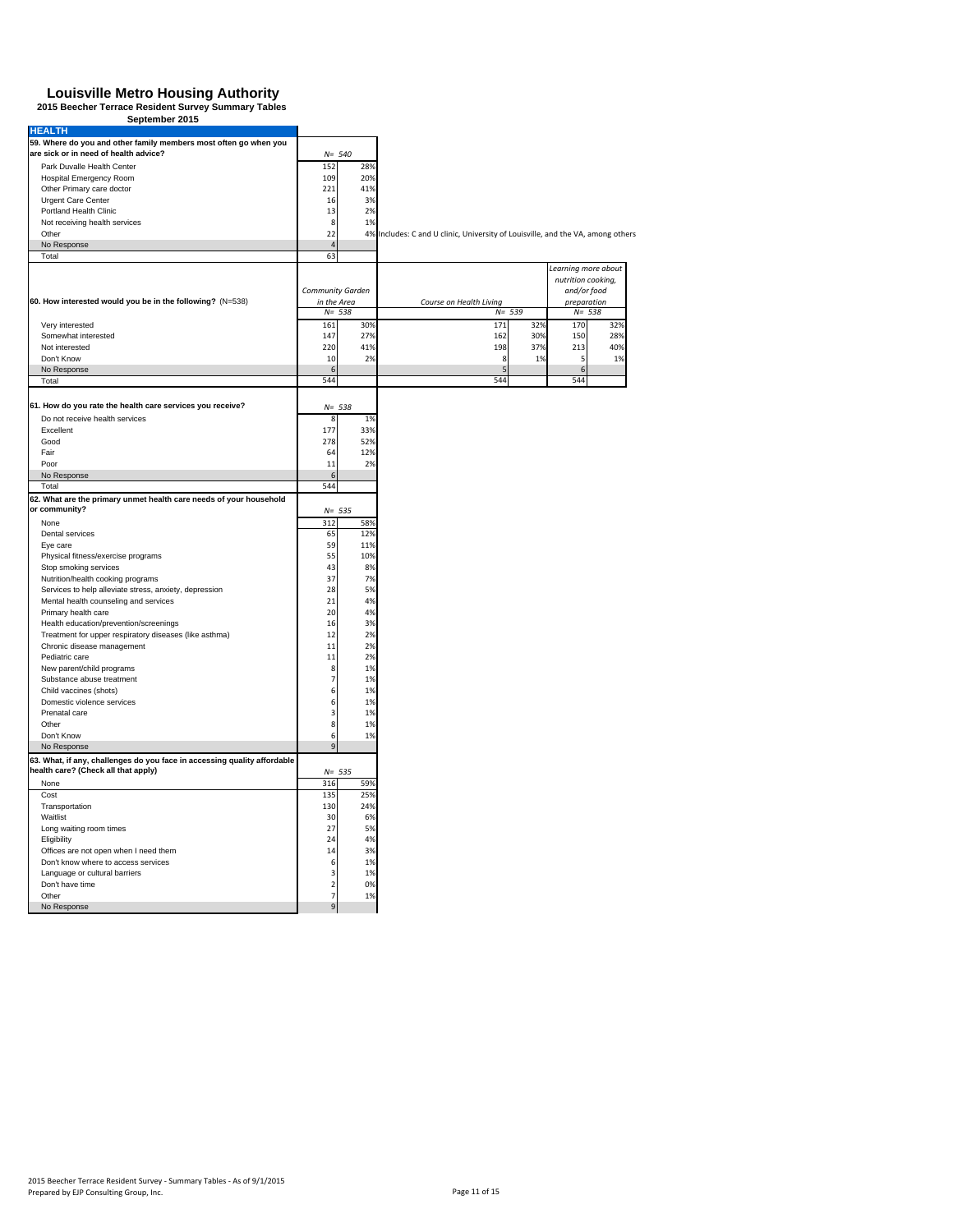# Louisville Metro Housing Authority

**2015 Beecher Terrace Resident Survey Summary Tables**

**September 2015**

## HEALTH

**59. Where do you and other family members most often go when you are sick or in need of health advice?**

| | N= 540 | |
|---|---|---|
| Park Duvalle Health Center | 152 | 28% |
| Hospital Emergency Room | 109 | 20% |
| Other Primary care doctor | 221 | 41% |
| Urgent Care Center | 16 | 3% |
| Portland Health Clinic | 13 | 2% |
| Not receiving health services | 8 | 1% |
| Other | 22 | 4% |
| No Response | 4 | |
| Total | 63 | |

Other: Includes: C and U clinic, University of Louisville, and the VA, among others

**60. How interested would you be in the following? (N=538)**

| | Community Garden in the Area N= 538 | | Course on Health Living N= 539 | | Learning more about nutrition cooking, and/or food preparation N= 538 | |
|---|---|---|---|---|---|---|
| Very interested | 161 | 30% | 171 | 32% | 170 | 32% |
| Somewhat interested | 147 | 27% | 162 | 30% | 150 | 28% |
| Not interested | 220 | 41% | 198 | 37% | 213 | 40% |
| Don't Know | 10 | 2% | 8 | 1% | 5 | 1% |
| No Response | 6 | | 5 | | 6 | |
| Total | 544 | | 544 | | 544 | |

**61. How do you rate the health care services you receive?**

| | N= 538 | |
|---|---|---|
| Do not receive health services | 8 | 1% |
| Excellent | 177 | 33% |
| Good | 278 | 52% |
| Fair | 64 | 12% |
| Poor | 11 | 2% |
| No Response | 6 | |
| Total | 544 | |

**62. What are the primary unmet health care needs of your household or community?**

| | N= 535 | |
|---|---|---|
| None | 312 | 58% |
| Dental services | 65 | 12% |
| Eye care | 59 | 11% |
| Physical fitness/exercise programs | 55 | 10% |
| Stop smoking services | 43 | 8% |
| Nutrition/health cooking programs | 37 | 7% |
| Services to help alleviate stress, anxiety, depression | 28 | 5% |
| Mental health counseling and services | 21 | 4% |
| Primary health care | 20 | 4% |
| Health education/prevention/screenings | 16 | 3% |
| Treatment for upper respiratory diseases (like asthma) | 12 | 2% |
| Chronic disease management | 11 | 2% |
| Pediatric care | 11 | 2% |
| New parent/child programs | 8 | 1% |
| Substance abuse treatment | 7 | 1% |
| Child vaccines (shots) | 6 | 1% |
| Domestic violence services | 6 | 1% |
| Prenatal care | 3 | 1% |
| Other | 8 | 1% |
| Don't Know | 6 | 1% |
| No Response | 9 | |

**63. What, if any, challenges do you face in accessing quality affordable health care? (Check all that apply)**

| | N= 535 | |
|---|---|---|
| None | 316 | 59% |
| Cost | 135 | 25% |
| Transportation | 130 | 24% |
| Waitlist | 30 | 6% |
| Long waiting room times | 27 | 5% |
| Eligibility | 24 | 4% |
| Offices are not open when I need them | 14 | 3% |
| Don't know where to access services | 6 | 1% |
| Language or cultural barriers | 3 | 1% |
| Don't have time | 2 | 0% |
| Other | 7 | 1% |
| No Response | 9 | |

2015 Beecher Terrace Resident Survey - Summary Tables - As of 9/1/2015
Prepared by EJP Consulting Group, Inc.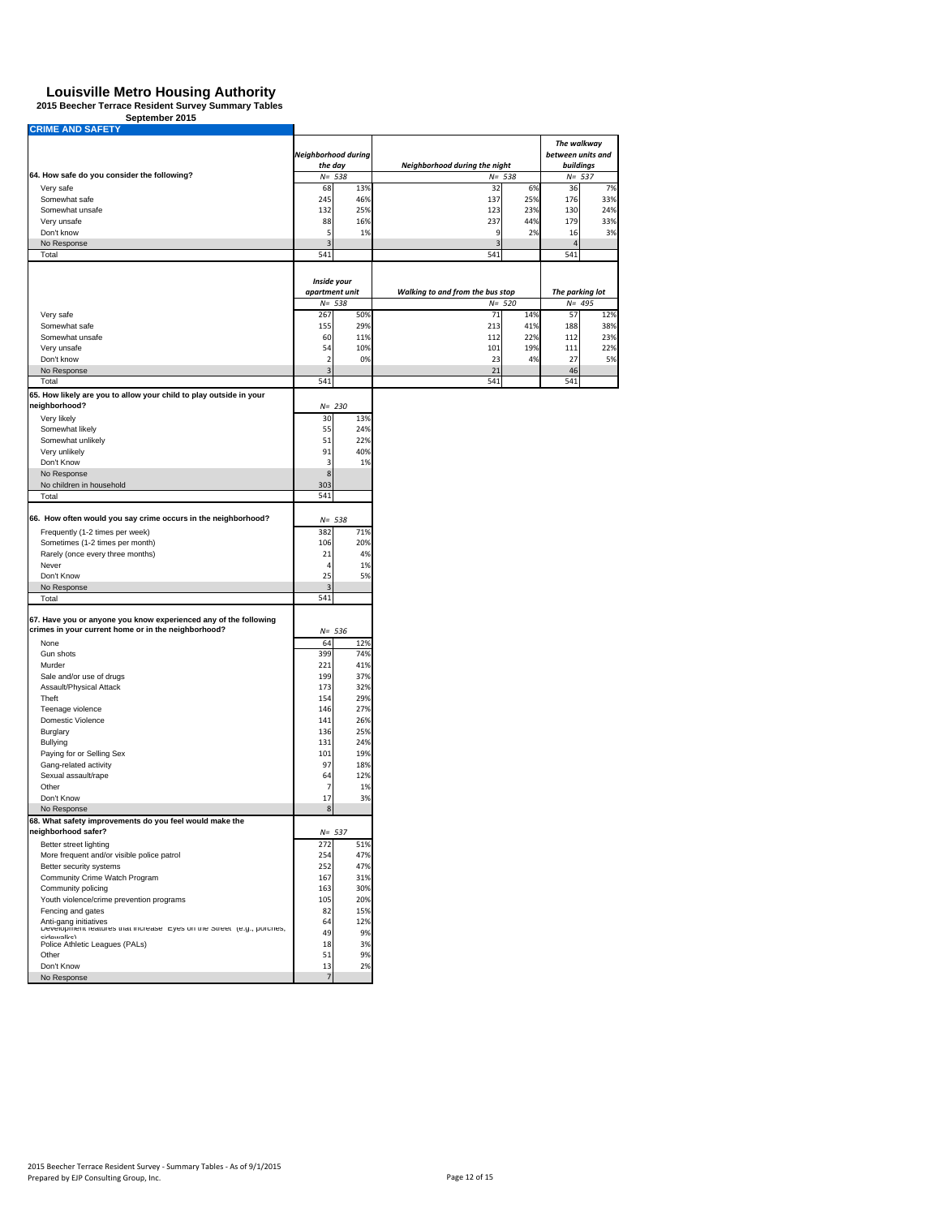# Louisville Metro Housing Authority

**2015 Beecher Terrace Resident Survey Summary Tables**

**September 2015**

## CRIME AND SAFETY

| 64. How safe do you consider the following? | *Neighborhood during the day* | | *Neighborhood during the night* | | *The walkway between units and buildings* | |
|---|---|---|---|---|---|---|
| | *N= 538* | | *N= 538* | | *N= 537* | |
| Very safe | 68 | 13% | 32 | 6% | 36 | 7% |
| Somewhat safe | 245 | 46% | 137 | 25% | 176 | 33% |
| Somewhat unsafe | 132 | 25% | 123 | 23% | 130 | 24% |
| Very unsafe | 88 | 16% | 237 | 44% | 179 | 33% |
| Don't know | 5 | 1% | 9 | 2% | 16 | 3% |
| No Response | 3 | | 3 | | 4 | |
| Total | 541 | | 541 | | 541 | |

| | *Inside your apartment unit* | | *Walking to and from the bus stop* | | *The parking lot* | |
|---|---|---|---|---|---|---|
| | *N= 538* | | *N= 520* | | *N= 495* | |
| Very safe | 267 | 50% | 71 | 14% | 57 | 12% |
| Somewhat safe | 155 | 29% | 213 | 41% | 188 | 38% |
| Somewhat unsafe | 60 | 11% | 112 | 22% | 112 | 23% |
| Very unsafe | 54 | 10% | 101 | 19% | 111 | 22% |
| Don't know | 2 | 0% | 23 | 4% | 27 | 5% |
| No Response | 3 | | 21 | | 46 | |
| Total | 541 | | 541 | | 541 | |

| 65. How likely are you to allow your child to play outside in your neighborhood? | *N= 230* | |
|---|---|---|
| Very likely | 30 | 13% |
| Somewhat likely | 55 | 24% |
| Somewhat unlikely | 51 | 22% |
| Very unlikely | 91 | 40% |
| Don't Know | 3 | 1% |
| No Response | 8 | |
| No children in household | 303 | |
| Total | 541 | |

| 66. How often would you say crime occurs in the neighborhood? | *N= 538* | |
|---|---|---|
| Frequently (1-2 times per week) | 382 | 71% |
| Sometimes (1-2 times per month) | 106 | 20% |
| Rarely (once every three months) | 21 | 4% |
| Never | 4 | 1% |
| Don't Know | 25 | 5% |
| No Response | 3 | |
| Total | 541 | |

| 67. Have you or anyone you know experienced any of the following crimes in your current home or in the neighborhood? | *N= 536* | |
|---|---|---|
| None | 64 | 12% |
| Gun shots | 399 | 74% |
| Murder | 221 | 41% |
| Sale and/or use of drugs | 199 | 37% |
| Assault/Physical Attack | 173 | 32% |
| Theft | 154 | 29% |
| Teenage violence | 146 | 27% |
| Domestic Violence | 141 | 26% |
| Burglary | 136 | 25% |
| Bullying | 131 | 24% |
| Paying for or Selling Sex | 101 | 19% |
| Gang-related activity | 97 | 18% |
| Sexual assault/rape | 64 | 12% |
| Other | 7 | 1% |
| Don't Know | 17 | 3% |
| No Response | 8 | |

| 68. What safety improvements do you feel would make the neighborhood safer? | *N= 537* | |
|---|---|---|
| Better street lighting | 272 | 51% |
| More frequent and/or visible police patrol | 254 | 47% |
| Better security systems | 252 | 47% |
| Community Crime Watch Program | 167 | 31% |
| Community policing | 163 | 30% |
| Youth violence/crime prevention programs | 105 | 20% |
| Fencing and gates | 82 | 15% |
| Anti-gang initiatives | 64 | 12% |
| Development features that increase "Eyes on the Street" (e.g., porches, sidewalks) | 49 | 9% |
| Police Athletic Leagues (PALs) | 18 | 3% |
| Other | 51 | 9% |
| Don't Know | 13 | 2% |
| No Response | 7 | |

2015 Beecher Terrace Resident Survey - Summary Tables - As of 9/1/2015
Prepared by EJP Consulting Group, Inc.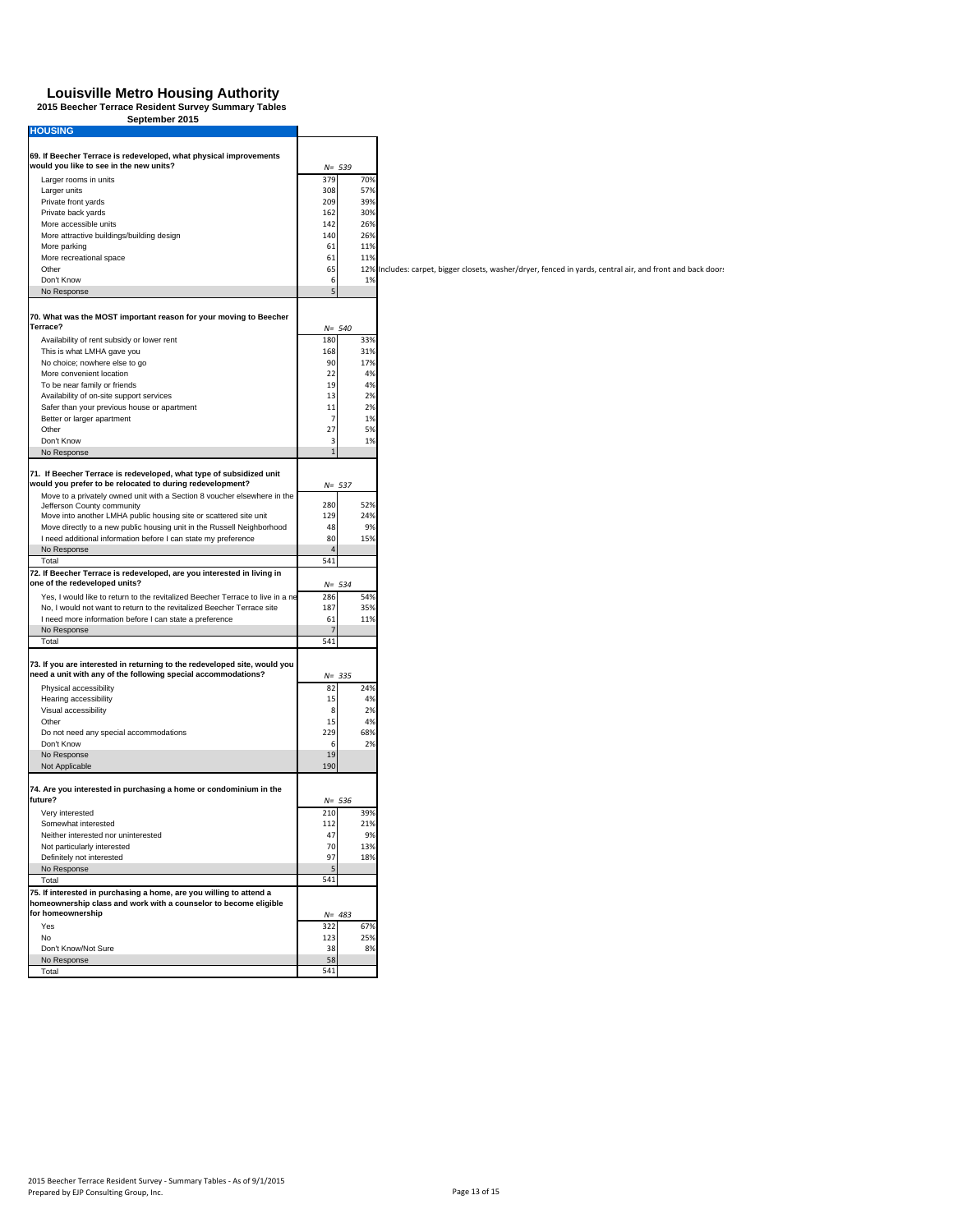# Louisville Metro Housing Authority

**2015 Beecher Terrace Resident Survey Summary Tables**

**September 2015**

## HOUSING

| 69. If Beecher Terrace is redeveloped, what physical improvements would you like to see in the new units? | N= 539 | |
|---|---|---|
| Larger rooms in units | 379 | 70% |
| Larger units | 308 | 57% |
| Private front yards | 209 | 39% |
| Private back yards | 162 | 30% |
| More accessible units | 142 | 26% |
| More attractive buildings/building design | 140 | 26% |
| More parking | 61 | 11% |
| More recreational space | 61 | 11% |
| Other | 65 | 12% |
| Don't Know | 6 | 1% |
| No Response | 5 | |

Other includes: carpet, bigger closets, washer/dryer, fenced in yards, central air, and front and back doors

| 70. What was the MOST important reason for your moving to Beecher Terrace? | N= 540 | |
|---|---|---|
| Availability of rent subsidy or lower rent | 180 | 33% |
| This is what LMHA gave you | 168 | 31% |
| No choice; nowhere else to go | 90 | 17% |
| More convenient location | 22 | 4% |
| To be near family or friends | 19 | 4% |
| Availability of on-site support services | 13 | 2% |
| Safer than your previous house or apartment | 11 | 2% |
| Better or larger apartment | 7 | 1% |
| Other | 27 | 5% |
| Don't Know | 3 | 1% |
| No Response | 1 | |

| 71. If Beecher Terrace is redeveloped, what type of subsidized unit would you prefer to be relocated to during redevelopment? | N= 537 | |
|---|---|---|
| Move to a privately owned unit with a Section 8 voucher elsewhere in the Jefferson County community | 280 | 52% |
| Move into another LMHA public housing site or scattered site unit | 129 | 24% |
| Move directly to a new public housing unit in the Russell Neighborhood | 48 | 9% |
| I need additional information before I can state my preference | 80 | 15% |
| No Response | 4 | |
| Total | 541 | |

| 72. If Beecher Terrace is redeveloped, are you interested in living in one of the redeveloped units? | N= 534 | |
|---|---|---|
| Yes, I would like to return to the revitalized Beecher Terrace to live in a ne | 286 | 54% |
| No, I would not want to return to the revitalized Beecher Terrace site | 187 | 35% |
| I need more information before I can state a preference | 61 | 11% |
| No Response | 7 | |
| Total | 541 | |

| 73. If you are interested in returning to the redeveloped site, would you need a unit with any of the following special accommodations? | N= 335 | |
|---|---|---|
| Physical accessibility | 82 | 24% |
| Hearing accessibility | 15 | 4% |
| Visual accessibility | 8 | 2% |
| Other | 15 | 4% |
| Do not need any special accommodations | 229 | 68% |
| Don't Know | 6 | 2% |
| No Response | 19 | |
| Not Applicable | 190 | |

| 74. Are you interested in purchasing a home or condominium in the future? | N= 536 | |
|---|---|---|
| Very interested | 210 | 39% |
| Somewhat interested | 112 | 21% |
| Neither interested nor uninterested | 47 | 9% |
| Not particularly interested | 70 | 13% |
| Definitely not interested | 97 | 18% |
| No Response | 5 | |
| Total | 541 | |

| 75. If interested in purchasing a home, are you willing to attend a homeownership class and work with a counselor to become eligible for homeownership | N= 483 | |
|---|---|---|
| Yes | 322 | 67% |
| No | 123 | 25% |
| Don't Know/Not Sure | 38 | 8% |
| No Response | 58 | |
| Total | 541 | |

2015 Beecher Terrace Resident Survey - Summary Tables - As of 9/1/2015
Prepared by EJP Consulting Group, Inc.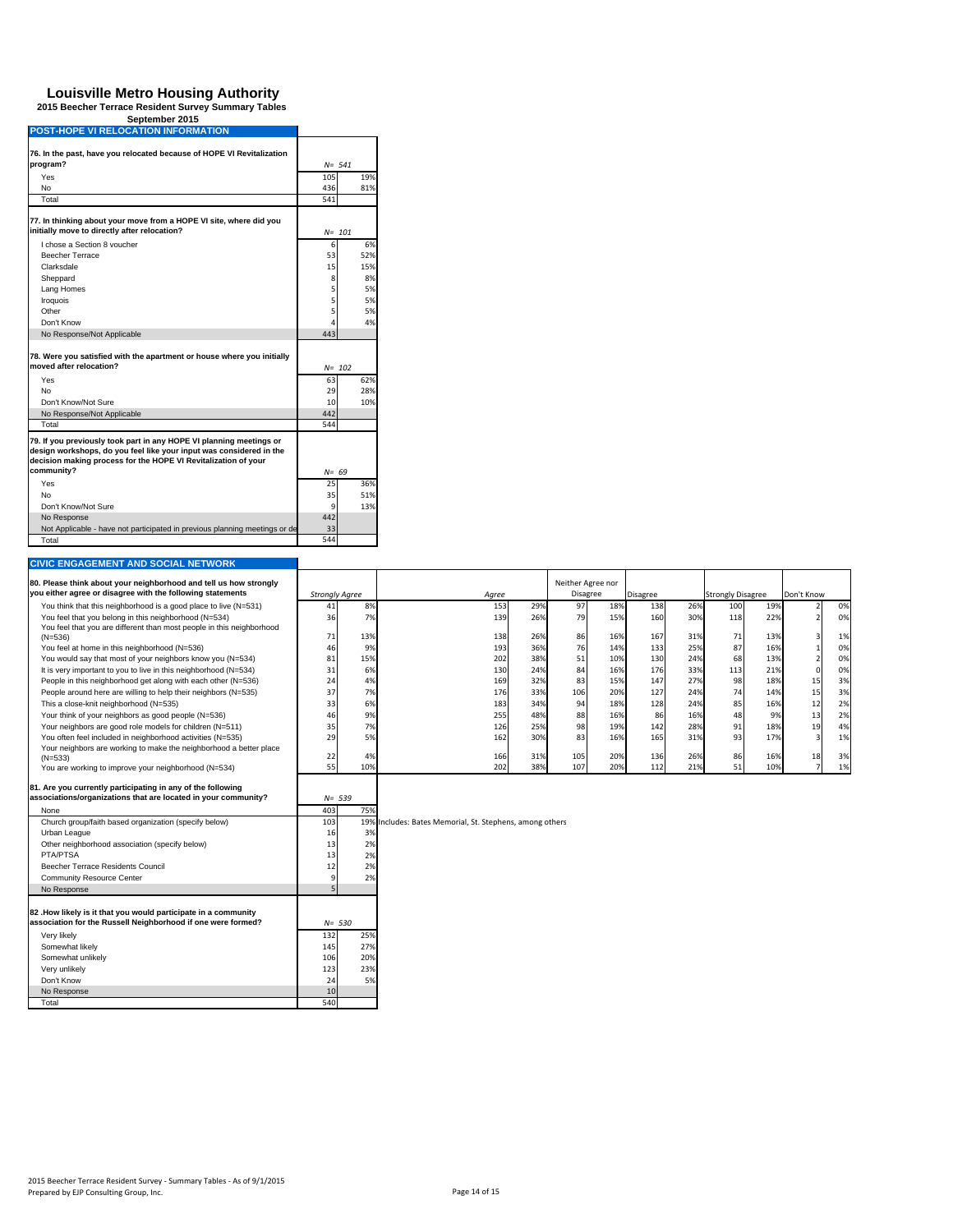# Louisville Metro Housing Authority

**2015 Beecher Terrace Resident Survey Summary Tables**

**September 2015**

## POST-HOPE VI RELOCATION INFORMATION

| 76. In the past, have you relocated because of HOPE VI Revitalization program? | N= 541 | |
|---|---|---|
| Yes | 105 | 19% |
| No | 436 | 81% |
| Total | 541 | |

| 77. In thinking about your move from a HOPE VI site, where did you initially move to directly after relocation? | N= 101 | |
|---|---|---|
| I chose a Section 8 voucher | 6 | 6% |
| Beecher Terrace | 53 | 52% |
| Clarksdale | 15 | 15% |
| Sheppard | 8 | 8% |
| Lang Homes | 5 | 5% |
| Iroquois | 5 | 5% |
| Other | 5 | 5% |
| Don't Know | 4 | 4% |
| No Response/Not Applicable | 443 | |

| 78. Were you satisfied with the apartment or house where you initially moved after relocation? | N= 102 | |
|---|---|---|
| Yes | 63 | 62% |
| No | 29 | 28% |
| Don't Know/Not Sure | 10 | 10% |
| No Response/Not Applicable | 442 | |
| Total | 544 | |

| 79. If you previously took part in any HOPE VI planning meetings or design workshops, do you feel like your input was considered in the decision making process for the HOPE VI Revitalization of your community? | N= 69 | |
|---|---|---|
| Yes | 25 | 36% |
| No | 35 | 51% |
| Don't Know/Not Sure | 9 | 13% |
| No Response | 442 | |
| Not Applicable - have not participated in previous planning meetings or de | 33 | |
| Total | 544 | |

## CIVIC ENGAGEMENT AND SOCIAL NETWORK

| 80. Please think about your neighborhood and tell us how strongly you either agree or disagree with the following statements | Strongly Agree | | Agree | | Neither Agree nor Disagree | | Disagree | | Strongly Disagree | | Don't Know | |
|---|---|---|---|---|---|---|---|---|---|---|---|---|
| You think that this neighborhood is a good place to live (N=531) | 41 | 8% | 153 | 29% | 97 | 18% | 138 | 26% | 100 | 19% | 2 | 0% |
| You feel that you belong in this neighborhood (N=534) | 36 | 7% | 139 | 26% | 79 | 15% | 160 | 30% | 118 | 22% | 2 | 0% |
| You feel that you are different than most people in this neighborhood (N=536) | 71 | 13% | 138 | 26% | 86 | 16% | 167 | 31% | 71 | 13% | 3 | 1% |
| You feel at home in this neighborhood (N=536) | 46 | 9% | 193 | 36% | 76 | 14% | 133 | 25% | 87 | 16% | 1 | 0% |
| You would say that most of your neighbors know you (N=534) | 81 | 15% | 202 | 38% | 51 | 10% | 130 | 24% | 68 | 13% | 2 | 0% |
| It is very important to you to live in this neighborhood (N=534) | 31 | 6% | 130 | 24% | 84 | 16% | 176 | 33% | 113 | 21% | 0 | 0% |
| People in this neighborhood get along with each other (N=536) | 24 | 4% | 169 | 32% | 83 | 15% | 147 | 27% | 98 | 18% | 15 | 3% |
| People around here are willing to help their neighbors (N=535) | 37 | 7% | 176 | 33% | 106 | 20% | 127 | 24% | 74 | 14% | 15 | 3% |
| This a close-knit neighborhood (N=535) | 33 | 6% | 183 | 34% | 94 | 18% | 128 | 24% | 85 | 16% | 12 | 2% |
| Your think of your neighbors as good people (N=536) | 46 | 9% | 255 | 48% | 88 | 16% | 86 | 16% | 48 | 9% | 13 | 2% |
| Your neighbors are good role models for children (N=511) | 35 | 7% | 126 | 25% | 98 | 19% | 142 | 28% | 91 | 18% | 19 | 4% |
| You often feel included in neighborhood activities (N=535) | 29 | 5% | 162 | 30% | 83 | 16% | 165 | 31% | 93 | 17% | 3 | 1% |
| Your neighbors are working to make the neighborhood a better place (N=533) | 22 | 4% | 166 | 31% | 105 | 20% | 136 | 26% | 86 | 16% | 18 | 3% |
| You are working to improve your neighborhood (N=534) | 55 | 10% | 202 | 38% | 107 | 20% | 112 | 21% | 51 | 10% | 7 | 1% |

| 81. Are you currently participating in any of the following associations/organizations that are located in your community? | N= 539 | | |
|---|---|---|---|
| None | 403 | 75% | |
| Church group/faith based organization (specify below) | 103 | 19% | Includes: Bates Memorial, St. Stephens, among others |
| Urban League | 16 | 3% | |
| Other neighborhood association (specify below) | 13 | 2% | |
| PTA/PTSA | 13 | 2% | |
| Beecher Terrace Residents Council | 12 | 2% | |
| Community Resource Center | 9 | 2% | |
| No Response | 5 | | |

| 82 .How likely is it that you would participate in a community association for the Russell Neighborhood if one were formed? | N= 530 | |
|---|---|---|
| Very likely | 132 | 25% |
| Somewhat likely | 145 | 27% |
| Somewhat unlikely | 106 | 20% |
| Very unlikely | 123 | 23% |
| Don't Know | 24 | 5% |
| No Response | 10 | |
| Total | 540 | |

2015 Beecher Terrace Resident Survey - Summary Tables - As of 9/1/2015
Prepared by EJP Consulting Group, Inc.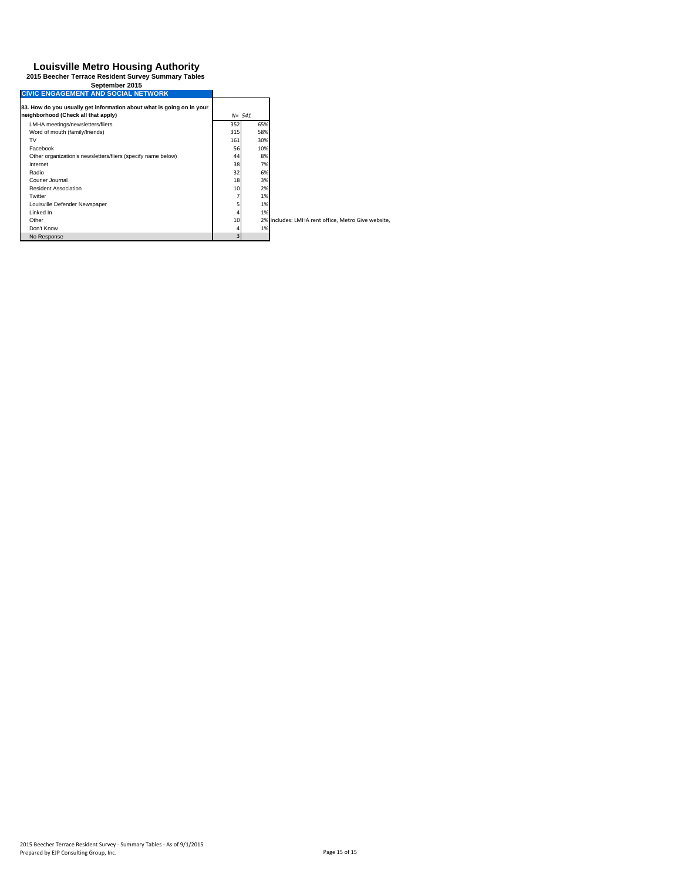# Louisville Metro Housing Authority

**2015 Beecher Terrace Resident Survey Summary Tables**

**September 2015**

## CIVIC ENGAGEMENT AND SOCIAL NETWORK

| 83. How do you usually get information about what is going on in your neighborhood (Check all that apply) | *N= 541* | | |
|---|---|---|---|
| LMHA meetings/newsletters/fliers | 352 | 65% | |
| Word of mouth (family/friends) | 315 | 58% | |
| TV | 161 | 30% | |
| Facebook | 56 | 10% | |
| Other organization's newsletters/fliers (specify name below) | 44 | 8% | |
| Internet | 38 | 7% | |
| Radio | 32 | 6% | |
| Courier Journal | 18 | 3% | |
| Resident Association | 10 | 2% | |
| Twitter | 7 | 1% | |
| Louisville Defender Newspaper | 5 | 1% | |
| Linked In | 4 | 1% | |
| Other | 10 | 2% | Includes: LMHA rent office, Metro Give website, |
| Don't Know | 4 | 1% | |
| No Response | 3 | | |

2015 Beecher Terrace Resident Survey - Summary Tables - As of 9/1/2015
Prepared by EJP Consulting Group, Inc.